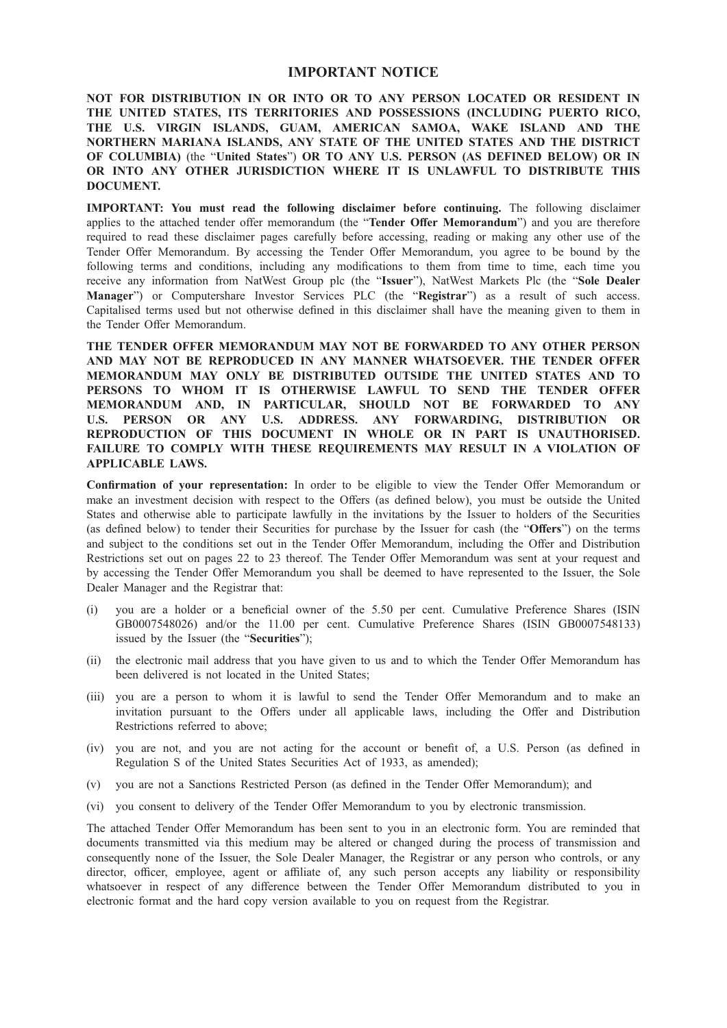# IMPORTANT NOTICE

**NOT FOR DISTRIBUTION IN OR INTO OR TO ANY PERSON LOCATED OR RESIDENT IN THE UNITED STATES, ITS TERRITORIES AND POSSESSIONS (INCLUDING PUERTO RICO, THE U.S. VIRGIN ISLANDS, GUAM, AMERICAN SAMOA, WAKE ISLAND AND THE NORTHERN MARIANA ISLANDS, ANY STATE OF THE UNITED STATES AND THE DISTRICT OF COLUMBIA)** (the "**United States**") **OR TO ANY U.S. PERSON (AS DEFINED BELOW) OR IN OR INTO ANY OTHER JURISDICTION WHERE IT IS UNLAWFUL TO DISTRIBUTE THIS DOCUMENT.**

**IMPORTANT: You must read the following disclaimer before continuing.** The following disclaimer applies to the attached tender offer memorandum (the "**Tender Offer Memorandum**") and you are therefore required to read these disclaimer pages carefully before accessing, reading or making any other use of the Tender Offer Memorandum. By accessing the Tender Offer Memorandum, you agree to be bound by the following terms and conditions, including any modifications to them from time to time, each time you receive any information from NatWest Group plc (the "**Issuer**"), NatWest Markets Plc (the "**Sole Dealer Manager**") or Computershare Investor Services PLC (the "**Registrar**") as a result of such access. Capitalised terms used but not otherwise defined in this disclaimer shall have the meaning given to them in the Tender Offer Memorandum.

**THE TENDER OFFER MEMORANDUM MAY NOT BE FORWARDED TO ANY OTHER PERSON AND MAY NOT BE REPRODUCED IN ANY MANNER WHATSOEVER. THE TENDER OFFER MEMORANDUM MAY ONLY BE DISTRIBUTED OUTSIDE THE UNITED STATES AND TO PERSONS TO WHOM IT IS OTHERWISE LAWFUL TO SEND THE TENDER OFFER MEMORANDUM AND, IN PARTICULAR, SHOULD NOT BE FORWARDED TO ANY U.S. PERSON OR ANY U.S. ADDRESS. ANY FORWARDING, DISTRIBUTION OR REPRODUCTION OF THIS DOCUMENT IN WHOLE OR IN PART IS UNAUTHORISED. FAILURE TO COMPLY WITH THESE REQUIREMENTS MAY RESULT IN A VIOLATION OF APPLICABLE LAWS.**

**Confirmation of your representation:** In order to be eligible to view the Tender Offer Memorandum or make an investment decision with respect to the Offers (as defined below), you must be outside the United States and otherwise able to participate lawfully in the invitations by the Issuer to holders of the Securities (as defined below) to tender their Securities for purchase by the Issuer for cash (the "**Offers**") on the terms and subject to the conditions set out in the Tender Offer Memorandum, including the Offer and Distribution Restrictions set out on pages 22 to 23 thereof. The Tender Offer Memorandum was sent at your request and by accessing the Tender Offer Memorandum you shall be deemed to have represented to the Issuer, the Sole Dealer Manager and the Registrar that:

(i) you are a holder or a beneficial owner of the 5.50 per cent. Cumulative Preference Shares (ISIN GB0007548026) and/or the 11.00 per cent. Cumulative Preference Shares (ISIN GB0007548133) issued by the Issuer (the "**Securities**");

(ii) the electronic mail address that you have given to us and to which the Tender Offer Memorandum has been delivered is not located in the United States;

(iii) you are a person to whom it is lawful to send the Tender Offer Memorandum and to make an invitation pursuant to the Offers under all applicable laws, including the Offer and Distribution Restrictions referred to above;

(iv) you are not, and you are not acting for the account or benefit of, a U.S. Person (as defined in Regulation S of the United States Securities Act of 1933, as amended);

(v) you are not a Sanctions Restricted Person (as defined in the Tender Offer Memorandum); and

(vi) you consent to delivery of the Tender Offer Memorandum to you by electronic transmission.

The attached Tender Offer Memorandum has been sent to you in an electronic form. You are reminded that documents transmitted via this medium may be altered or changed during the process of transmission and consequently none of the Issuer, the Sole Dealer Manager, the Registrar or any person who controls, or any director, officer, employee, agent or affiliate of, any such person accepts any liability or responsibility whatsoever in respect of any difference between the Tender Offer Memorandum distributed to you in electronic format and the hard copy version available to you on request from the Registrar.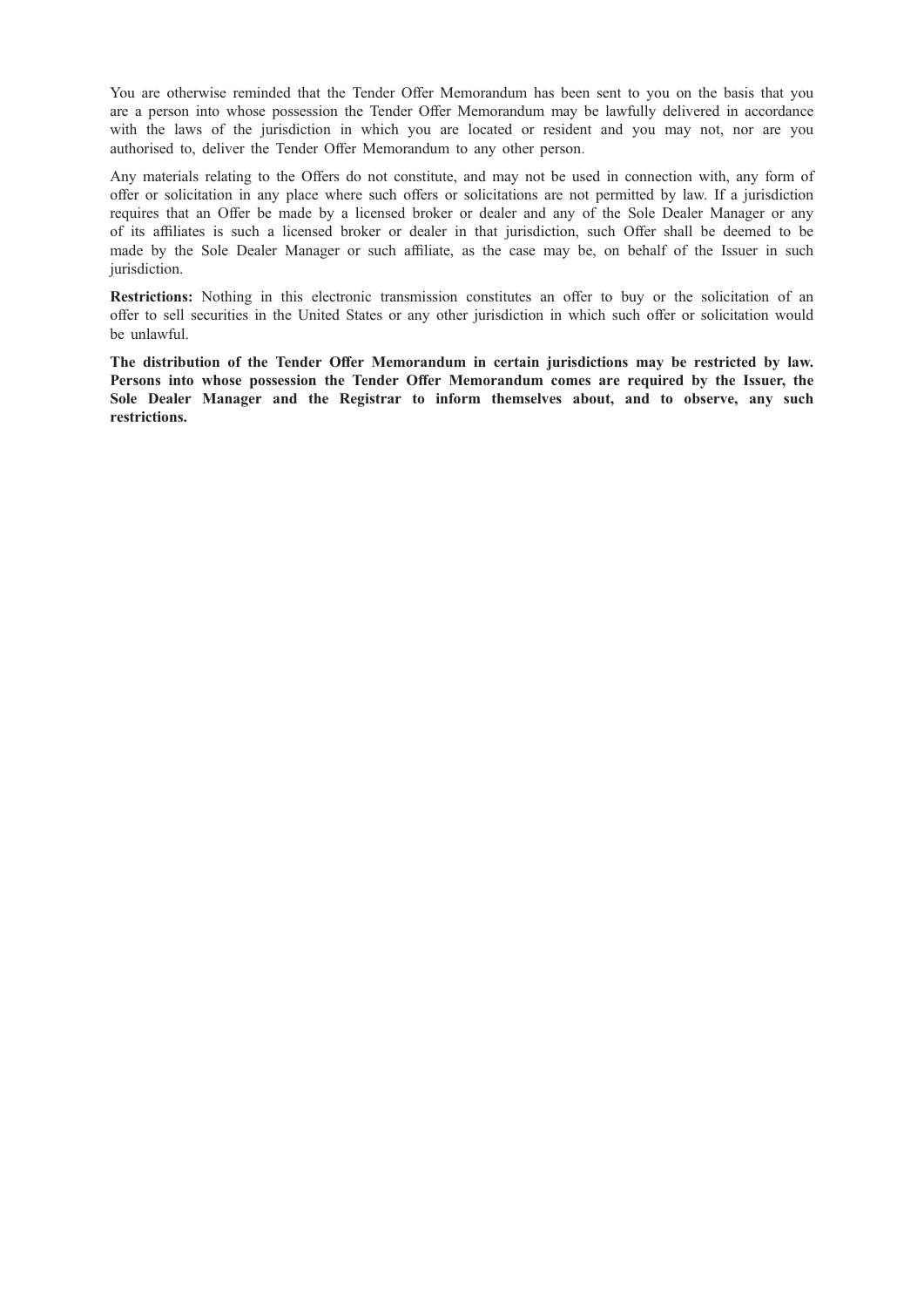You are otherwise reminded that the Tender Offer Memorandum has been sent to you on the basis that you are a person into whose possession the Tender Offer Memorandum may be lawfully delivered in accordance with the laws of the jurisdiction in which you are located or resident and you may not, nor are you authorised to, deliver the Tender Offer Memorandum to any other person.

Any materials relating to the Offers do not constitute, and may not be used in connection with, any form of offer or solicitation in any place where such offers or solicitations are not permitted by law. If a jurisdiction requires that an Offer be made by a licensed broker or dealer and any of the Sole Dealer Manager or any of its affiliates is such a licensed broker or dealer in that jurisdiction, such Offer shall be deemed to be made by the Sole Dealer Manager or such affiliate, as the case may be, on behalf of the Issuer in such jurisdiction.

**Restrictions:** Nothing in this electronic transmission constitutes an offer to buy or the solicitation of an offer to sell securities in the United States or any other jurisdiction in which such offer or solicitation would be unlawful.

**The distribution of the Tender Offer Memorandum in certain jurisdictions may be restricted by law. Persons into whose possession the Tender Offer Memorandum comes are required by the Issuer, the Sole Dealer Manager and the Registrar to inform themselves about, and to observe, any such restrictions.**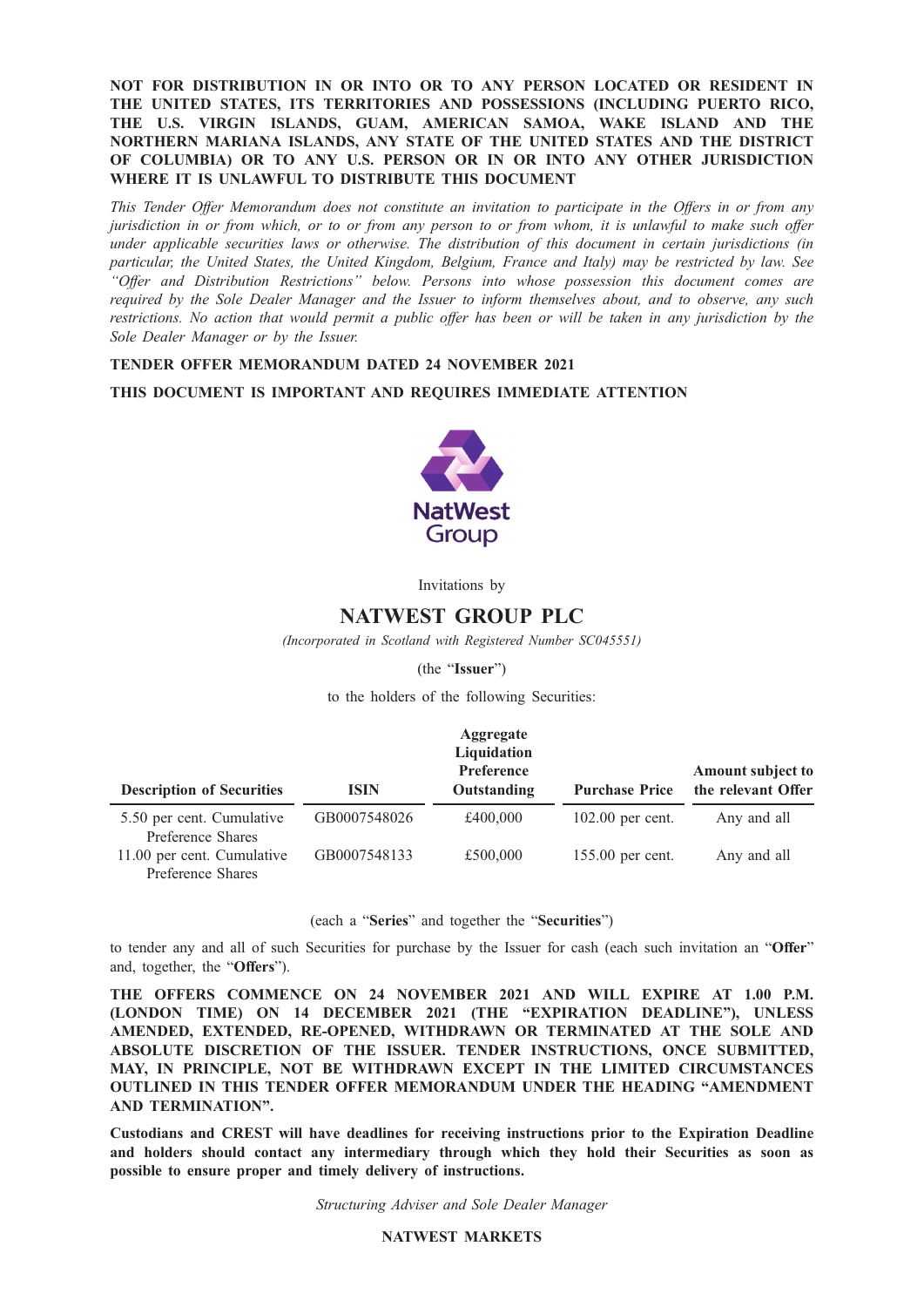**NOT FOR DISTRIBUTION IN OR INTO OR TO ANY PERSON LOCATED OR RESIDENT IN THE UNITED STATES, ITS TERRITORIES AND POSSESSIONS (INCLUDING PUERTO RICO, THE U.S. VIRGIN ISLANDS, GUAM, AMERICAN SAMOA, WAKE ISLAND AND THE NORTHERN MARIANA ISLANDS, ANY STATE OF THE UNITED STATES AND THE DISTRICT OF COLUMBIA) OR TO ANY U.S. PERSON OR IN OR INTO ANY OTHER JURISDICTION WHERE IT IS UNLAWFUL TO DISTRIBUTE THIS DOCUMENT**

*This Tender Offer Memorandum does not constitute an invitation to participate in the Offers in or from any jurisdiction in or from which, or to or from any person to or from whom, it is unlawful to make such offer under applicable securities laws or otherwise. The distribution of this document in certain jurisdictions (in particular, the United States, the United Kingdom, Belgium, France and Italy) may be restricted by law. See "Offer and Distribution Restrictions" below. Persons into whose possession this document comes are required by the Sole Dealer Manager and the Issuer to inform themselves about, and to observe, any such restrictions. No action that would permit a public offer has been or will be taken in any jurisdiction by the Sole Dealer Manager or by the Issuer.*

**TENDER OFFER MEMORANDUM DATED 24 NOVEMBER 2021**

**THIS DOCUMENT IS IMPORTANT AND REQUIRES IMMEDIATE ATTENTION**

NatWest Group

Invitations by

# NATWEST GROUP PLC

*(Incorporated in Scotland with Registered Number SC045551)*

(the "**Issuer**")

to the holders of the following Securities:

| Description of Securities | ISIN | Aggregate Liquidation Preference Outstanding | Purchase Price | Amount subject to the relevant Offer |
|---|---|---|---|---|
| 5.50 per cent. Cumulative Preference Shares | GB0007548026 | £400,000 | 102.00 per cent. | Any and all |
| 11.00 per cent. Cumulative Preference Shares | GB0007548133 | £500,000 | 155.00 per cent. | Any and all |

(each a "**Series**" and together the "**Securities**")

to tender any and all of such Securities for purchase by the Issuer for cash (each such invitation an "**Offer**" and, together, the "**Offers**").

**THE OFFERS COMMENCE ON 24 NOVEMBER 2021 AND WILL EXPIRE AT 1.00 P.M. (LONDON TIME) ON 14 DECEMBER 2021 (THE "EXPIRATION DEADLINE"), UNLESS AMENDED, EXTENDED, RE-OPENED, WITHDRAWN OR TERMINATED AT THE SOLE AND ABSOLUTE DISCRETION OF THE ISSUER. TENDER INSTRUCTIONS, ONCE SUBMITTED, MAY, IN PRINCIPLE, NOT BE WITHDRAWN EXCEPT IN THE LIMITED CIRCUMSTANCES OUTLINED IN THIS TENDER OFFER MEMORANDUM UNDER THE HEADING "AMENDMENT AND TERMINATION".**

**Custodians and CREST will have deadlines for receiving instructions prior to the Expiration Deadline and holders should contact any intermediary through which they hold their Securities as soon as possible to ensure proper and timely delivery of instructions.**

*Structuring Adviser and Sole Dealer Manager*

**NATWEST MARKETS**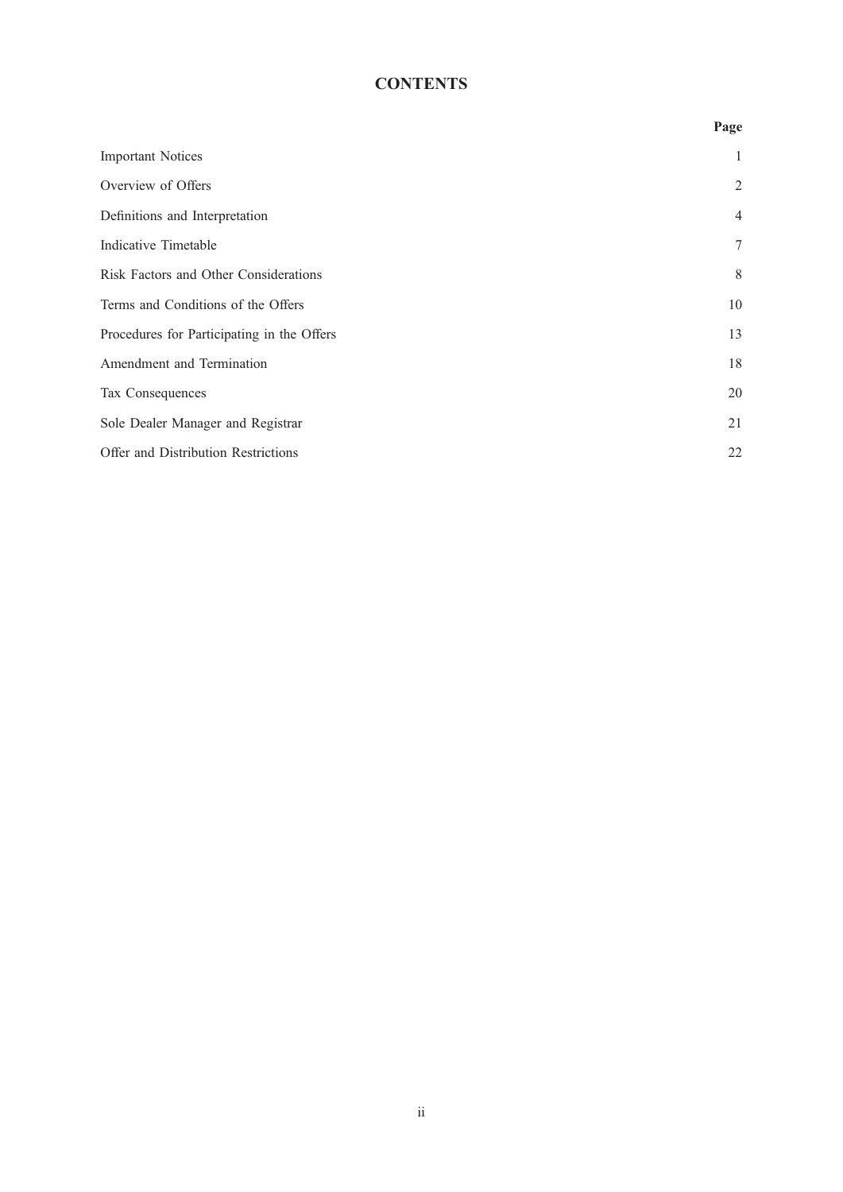# CONTENTS

| | Page |
|---|---|
| Important Notices | 1 |
| Overview of Offers | 2 |
| Definitions and Interpretation | 4 |
| Indicative Timetable | 7 |
| Risk Factors and Other Considerations | 8 |
| Terms and Conditions of the Offers | 10 |
| Procedures for Participating in the Offers | 13 |
| Amendment and Termination | 18 |
| Tax Consequences | 20 |
| Sole Dealer Manager and Registrar | 21 |
| Offer and Distribution Restrictions | 22 |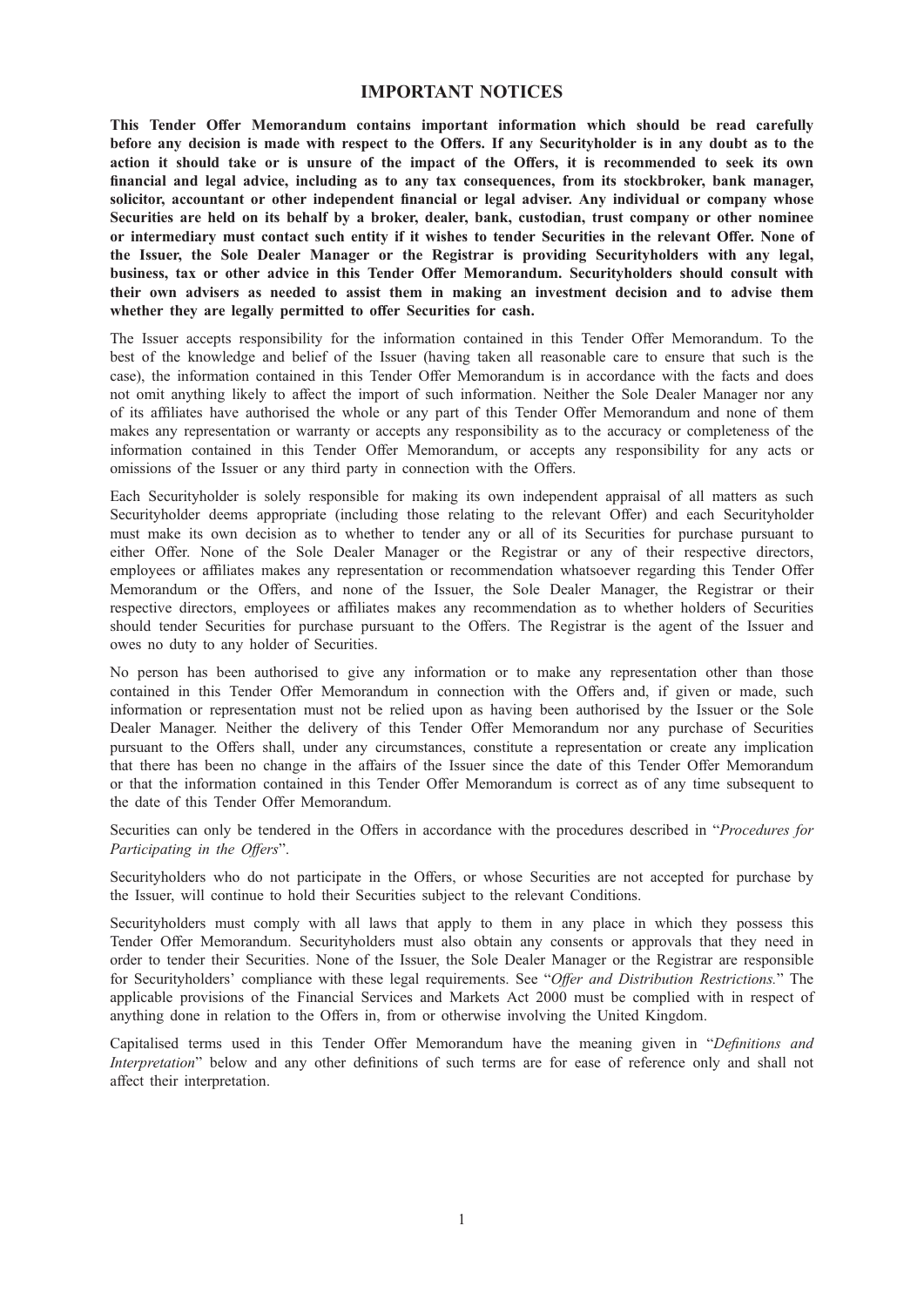# IMPORTANT NOTICES

**This Tender Offer Memorandum contains important information which should be read carefully before any decision is made with respect to the Offers. If any Securityholder is in any doubt as to the action it should take or is unsure of the impact of the Offers, it is recommended to seek its own financial and legal advice, including as to any tax consequences, from its stockbroker, bank manager, solicitor, accountant or other independent financial or legal adviser. Any individual or company whose Securities are held on its behalf by a broker, dealer, bank, custodian, trust company or other nominee or intermediary must contact such entity if it wishes to tender Securities in the relevant Offer. None of the Issuer, the Sole Dealer Manager or the Registrar is providing Securityholders with any legal, business, tax or other advice in this Tender Offer Memorandum. Securityholders should consult with their own advisers as needed to assist them in making an investment decision and to advise them whether they are legally permitted to offer Securities for cash.**

The Issuer accepts responsibility for the information contained in this Tender Offer Memorandum. To the best of the knowledge and belief of the Issuer (having taken all reasonable care to ensure that such is the case), the information contained in this Tender Offer Memorandum is in accordance with the facts and does not omit anything likely to affect the import of such information. Neither the Sole Dealer Manager nor any of its affiliates have authorised the whole or any part of this Tender Offer Memorandum and none of them makes any representation or warranty or accepts any responsibility as to the accuracy or completeness of the information contained in this Tender Offer Memorandum, or accepts any responsibility for any acts or omissions of the Issuer or any third party in connection with the Offers.

Each Securityholder is solely responsible for making its own independent appraisal of all matters as such Securityholder deems appropriate (including those relating to the relevant Offer) and each Securityholder must make its own decision as to whether to tender any or all of its Securities for purchase pursuant to either Offer. None of the Sole Dealer Manager or the Registrar or any of their respective directors, employees or affiliates makes any representation or recommendation whatsoever regarding this Tender Offer Memorandum or the Offers, and none of the Issuer, the Sole Dealer Manager, the Registrar or their respective directors, employees or affiliates makes any recommendation as to whether holders of Securities should tender Securities for purchase pursuant to the Offers. The Registrar is the agent of the Issuer and owes no duty to any holder of Securities.

No person has been authorised to give any information or to make any representation other than those contained in this Tender Offer Memorandum in connection with the Offers and, if given or made, such information or representation must not be relied upon as having been authorised by the Issuer or the Sole Dealer Manager. Neither the delivery of this Tender Offer Memorandum nor any purchase of Securities pursuant to the Offers shall, under any circumstances, constitute a representation or create any implication that there has been no change in the affairs of the Issuer since the date of this Tender Offer Memorandum or that the information contained in this Tender Offer Memorandum is correct as of any time subsequent to the date of this Tender Offer Memorandum.

Securities can only be tendered in the Offers in accordance with the procedures described in "*Procedures for Participating in the Offers*".

Securityholders who do not participate in the Offers, or whose Securities are not accepted for purchase by the Issuer, will continue to hold their Securities subject to the relevant Conditions.

Securityholders must comply with all laws that apply to them in any place in which they possess this Tender Offer Memorandum. Securityholders must also obtain any consents or approvals that they need in order to tender their Securities. None of the Issuer, the Sole Dealer Manager or the Registrar are responsible for Securityholders' compliance with these legal requirements. See "*Offer and Distribution Restrictions.*" The applicable provisions of the Financial Services and Markets Act 2000 must be complied with in respect of anything done in relation to the Offers in, from or otherwise involving the United Kingdom.

Capitalised terms used in this Tender Offer Memorandum have the meaning given in "*Definitions and Interpretation*" below and any other definitions of such terms are for ease of reference only and shall not affect their interpretation.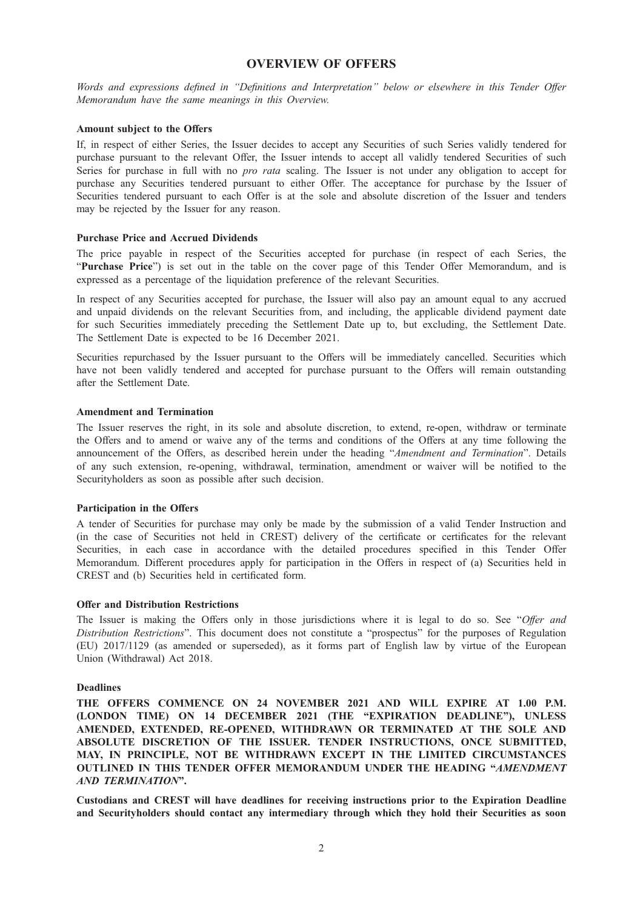## OVERVIEW OF OFFERS

*Words and expressions defined in "Definitions and Interpretation" below or elsewhere in this Tender Offer Memorandum have the same meanings in this Overview.*

**Amount subject to the Offers**

If, in respect of either Series, the Issuer decides to accept any Securities of such Series validly tendered for purchase pursuant to the relevant Offer, the Issuer intends to accept all validly tendered Securities of such Series for purchase in full with no *pro rata* scaling. The Issuer is not under any obligation to accept for purchase any Securities tendered pursuant to either Offer. The acceptance for purchase by the Issuer of Securities tendered pursuant to each Offer is at the sole and absolute discretion of the Issuer and tenders may be rejected by the Issuer for any reason.

**Purchase Price and Accrued Dividends**

The price payable in respect of the Securities accepted for purchase (in respect of each Series, the "**Purchase Price**") is set out in the table on the cover page of this Tender Offer Memorandum, and is expressed as a percentage of the liquidation preference of the relevant Securities.

In respect of any Securities accepted for purchase, the Issuer will also pay an amount equal to any accrued and unpaid dividends on the relevant Securities from, and including, the applicable dividend payment date for such Securities immediately preceding the Settlement Date up to, but excluding, the Settlement Date. The Settlement Date is expected to be 16 December 2021.

Securities repurchased by the Issuer pursuant to the Offers will be immediately cancelled. Securities which have not been validly tendered and accepted for purchase pursuant to the Offers will remain outstanding after the Settlement Date.

**Amendment and Termination**

The Issuer reserves the right, in its sole and absolute discretion, to extend, re-open, withdraw or terminate the Offers and to amend or waive any of the terms and conditions of the Offers at any time following the announcement of the Offers, as described herein under the heading "*Amendment and Termination*". Details of any such extension, re-opening, withdrawal, termination, amendment or waiver will be notified to the Securityholders as soon as possible after such decision.

**Participation in the Offers**

A tender of Securities for purchase may only be made by the submission of a valid Tender Instruction and (in the case of Securities not held in CREST) delivery of the certificate or certificates for the relevant Securities, in each case in accordance with the detailed procedures specified in this Tender Offer Memorandum. Different procedures apply for participation in the Offers in respect of (a) Securities held in CREST and (b) Securities held in certificated form.

**Offer and Distribution Restrictions**

The Issuer is making the Offers only in those jurisdictions where it is legal to do so. See "*Offer and Distribution Restrictions*". This document does not constitute a "prospectus" for the purposes of Regulation (EU) 2017/1129 (as amended or superseded), as it forms part of English law by virtue of the European Union (Withdrawal) Act 2018.

**Deadlines**

**THE OFFERS COMMENCE ON 24 NOVEMBER 2021 AND WILL EXPIRE AT 1.00 P.M. (LONDON TIME) ON 14 DECEMBER 2021 (THE "EXPIRATION DEADLINE"), UNLESS AMENDED, EXTENDED, RE-OPENED, WITHDRAWN OR TERMINATED AT THE SOLE AND ABSOLUTE DISCRETION OF THE ISSUER. TENDER INSTRUCTIONS, ONCE SUBMITTED, MAY, IN PRINCIPLE, NOT BE WITHDRAWN EXCEPT IN THE LIMITED CIRCUMSTANCES OUTLINED IN THIS TENDER OFFER MEMORANDUM UNDER THE HEADING "*AMENDMENT AND TERMINATION*".**

**Custodians and CREST will have deadlines for receiving instructions prior to the Expiration Deadline and Securityholders should contact any intermediary through which they hold their Securities as soon**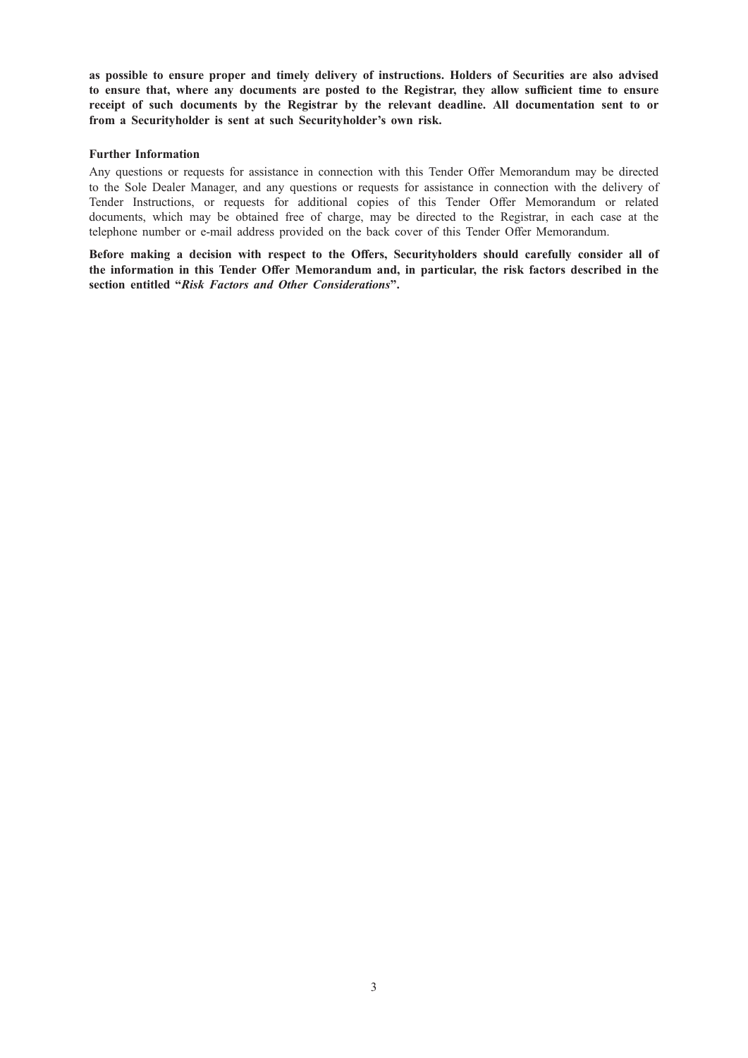**as possible to ensure proper and timely delivery of instructions. Holders of Securities are also advised to ensure that, where any documents are posted to the Registrar, they allow sufficient time to ensure receipt of such documents by the Registrar by the relevant deadline. All documentation sent to or from a Securityholder is sent at such Securityholder's own risk.**

**Further Information**

Any questions or requests for assistance in connection with this Tender Offer Memorandum may be directed to the Sole Dealer Manager, and any questions or requests for assistance in connection with the delivery of Tender Instructions, or requests for additional copies of this Tender Offer Memorandum or related documents, which may be obtained free of charge, may be directed to the Registrar, in each case at the telephone number or e-mail address provided on the back cover of this Tender Offer Memorandum.

**Before making a decision with respect to the Offers, Securityholders should carefully consider all of the information in this Tender Offer Memorandum and, in particular, the risk factors described in the section entitled "*Risk Factors and Other Considerations*".**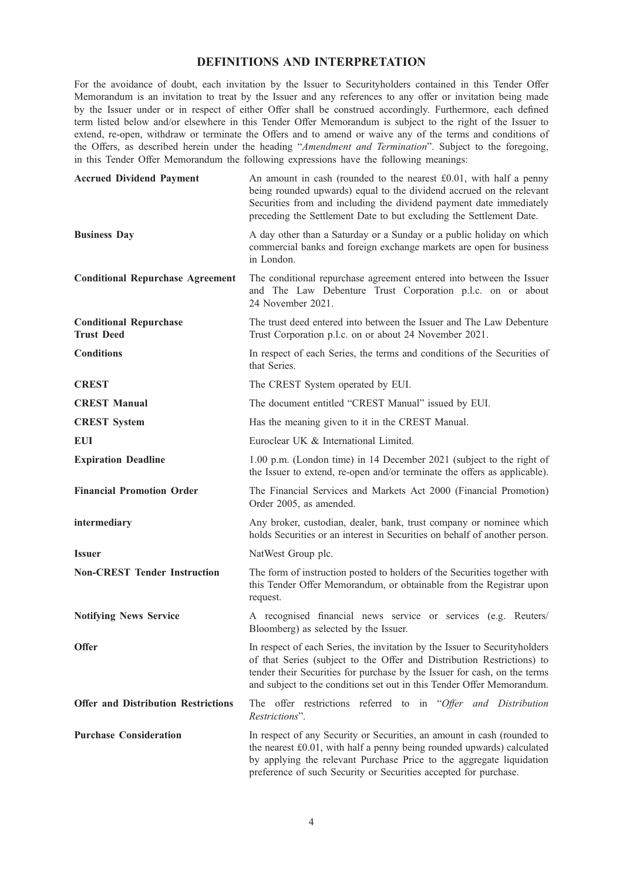# DEFINITIONS AND INTERPRETATION

For the avoidance of doubt, each invitation by the Issuer to Securityholders contained in this Tender Offer Memorandum is an invitation to treat by the Issuer and any references to any offer or invitation being made by the Issuer under or in respect of either Offer shall be construed accordingly. Furthermore, each defined term listed below and/or elsewhere in this Tender Offer Memorandum is subject to the right of the Issuer to extend, re-open, withdraw or terminate the Offers and to amend or waive any of the terms and conditions of the Offers, as described herein under the heading "*Amendment and Termination*". Subject to the foregoing, in this Tender Offer Memorandum the following expressions have the following meanings:

| | |
|---|---|
| **Accrued Dividend Payment** | An amount in cash (rounded to the nearest £0.01, with half a penny being rounded upwards) equal to the dividend accrued on the relevant Securities from and including the dividend payment date immediately preceding the Settlement Date to but excluding the Settlement Date. |
| **Business Day** | A day other than a Saturday or a Sunday or a public holiday on which commercial banks and foreign exchange markets are open for business in London. |
| **Conditional Repurchase Agreement** | The conditional repurchase agreement entered into between the Issuer and The Law Debenture Trust Corporation p.l.c. on or about 24 November 2021. |
| **Conditional Repurchase Trust Deed** | The trust deed entered into between the Issuer and The Law Debenture Trust Corporation p.l.c. on or about 24 November 2021. |
| **Conditions** | In respect of each Series, the terms and conditions of the Securities of that Series. |
| **CREST** | The CREST System operated by EUI. |
| **CREST Manual** | The document entitled "CREST Manual" issued by EUI. |
| **CREST System** | Has the meaning given to it in the CREST Manual. |
| **EUI** | Euroclear UK & International Limited. |
| **Expiration Deadline** | 1.00 p.m. (London time) in 14 December 2021 (subject to the right of the Issuer to extend, re-open and/or terminate the offers as applicable). |
| **Financial Promotion Order** | The Financial Services and Markets Act 2000 (Financial Promotion) Order 2005, as amended. |
| **intermediary** | Any broker, custodian, dealer, bank, trust company or nominee which holds Securities or an interest in Securities on behalf of another person. |
| **Issuer** | NatWest Group plc. |
| **Non-CREST Tender Instruction** | The form of instruction posted to holders of the Securities together with this Tender Offer Memorandum, or obtainable from the Registrar upon request. |
| **Notifying News Service** | A recognised financial news service or services (e.g. Reuters/ Bloomberg) as selected by the Issuer. |
| **Offer** | In respect of each Series, the invitation by the Issuer to Securityholders of that Series (subject to the Offer and Distribution Restrictions) to tender their Securities for purchase by the Issuer for cash, on the terms and subject to the conditions set out in this Tender Offer Memorandum. |
| **Offer and Distribution Restrictions** | The offer restrictions referred to in "*Offer and Distribution Restrictions*". |
| **Purchase Consideration** | In respect of any Security or Securities, an amount in cash (rounded to the nearest £0.01, with half a penny being rounded upwards) calculated by applying the relevant Purchase Price to the aggregate liquidation preference of such Security or Securities accepted for purchase. |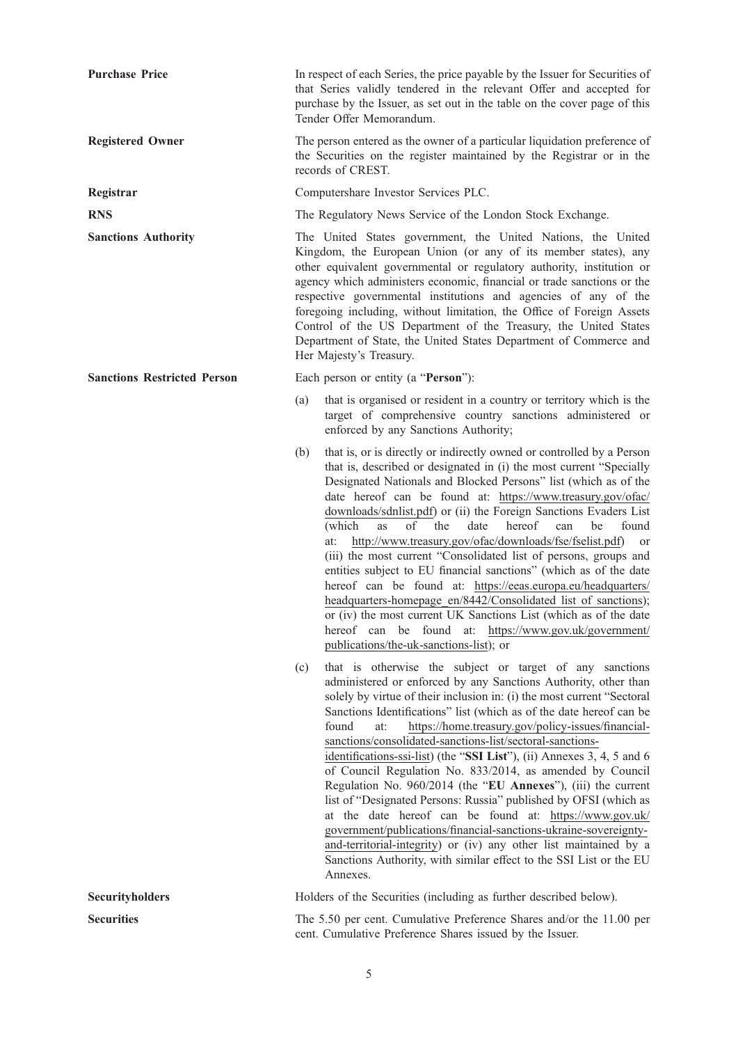**Purchase Price**

In respect of each Series, the price payable by the Issuer for Securities of that Series validly tendered in the relevant Offer and accepted for purchase by the Issuer, as set out in the table on the cover page of this Tender Offer Memorandum.

**Registered Owner**

The person entered as the owner of a particular liquidation preference of the Securities on the register maintained by the Registrar or in the records of CREST.

**Registrar**

Computershare Investor Services PLC.

**RNS**

The Regulatory News Service of the London Stock Exchange.

**Sanctions Authority**

The United States government, the United Nations, the United Kingdom, the European Union (or any of its member states), any other equivalent governmental or regulatory authority, institution or agency which administers economic, financial or trade sanctions or the respective governmental institutions and agencies of any of the foregoing including, without limitation, the Office of Foreign Assets Control of the US Department of the Treasury, the United States Department of State, the United States Department of Commerce and Her Majesty's Treasury.

**Sanctions Restricted Person**

Each person or entity (a "**Person**"):

(a) that is organised or resident in a country or territory which is the target of comprehensive country sanctions administered or enforced by any Sanctions Authority;

(b) that is, or is directly or indirectly owned or controlled by a Person that is, described or designated in (i) the most current "Specially Designated Nationals and Blocked Persons" list (which as of the date hereof can be found at: https://www.treasury.gov/ofac/downloads/sdnlist.pdf) or (ii) the Foreign Sanctions Evaders List (which as of the date hereof can be found at: http://www.treasury.gov/ofac/downloads/fse/fselist.pdf) or (iii) the most current "Consolidated list of persons, groups and entities subject to EU financial sanctions" (which as of the date hereof can be found at: https://eeas.europa.eu/headquarters/headquarters-homepage_en/8442/Consolidated list of sanctions); or (iv) the most current UK Sanctions List (which as of the date hereof can be found at: https://www.gov.uk/government/publications/the-uk-sanctions-list); or

(c) that is otherwise the subject or target of any sanctions administered or enforced by any Sanctions Authority, other than solely by virtue of their inclusion in: (i) the most current "Sectoral Sanctions Identifications" list (which as of the date hereof can be found at: https://home.treasury.gov/policy-issues/financial-sanctions/consolidated-sanctions-list/sectoral-sanctions-identifications-ssi-list) (the "**SSI List**"), (ii) Annexes 3, 4, 5 and 6 of Council Regulation No. 833/2014, as amended by Council Regulation No. 960/2014 (the "**EU Annexes**"), (iii) the current list of "Designated Persons: Russia" published by OFSI (which as at the date hereof can be found at: https://www.gov.uk/government/publications/financial-sanctions-ukraine-sovereignty-and-territorial-integrity) or (iv) any other list maintained by a Sanctions Authority, with similar effect to the SSI List or the EU Annexes.

**Securityholders**

Holders of the Securities (including as further described below).

**Securities**

The 5.50 per cent. Cumulative Preference Shares and/or the 11.00 per cent. Cumulative Preference Shares issued by the Issuer.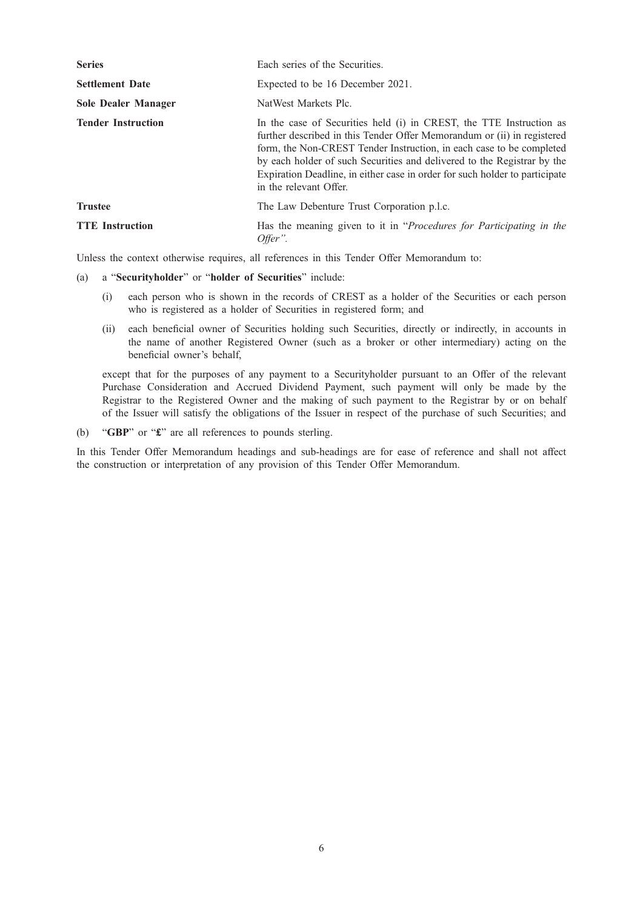| | |
|---|---|
| **Series** | Each series of the Securities. |
| **Settlement Date** | Expected to be 16 December 2021. |
| **Sole Dealer Manager** | NatWest Markets Plc. |
| **Tender Instruction** | In the case of Securities held (i) in CREST, the TTE Instruction as further described in this Tender Offer Memorandum or (ii) in registered form, the Non-CREST Tender Instruction, in each case to be completed by each holder of such Securities and delivered to the Registrar by the Expiration Deadline, in either case in order for such holder to participate in the relevant Offer. |
| **Trustee** | The Law Debenture Trust Corporation p.l.c. |
| **TTE Instruction** | Has the meaning given to it in "*Procedures for Participating in the Offer"*. |

Unless the context otherwise requires, all references in this Tender Offer Memorandum to:

(a) a "**Securityholder**" or "**holder of Securities**" include:

(i) each person who is shown in the records of CREST as a holder of the Securities or each person who is registered as a holder of Securities in registered form; and

(ii) each beneficial owner of Securities holding such Securities, directly or indirectly, in accounts in the name of another Registered Owner (such as a broker or other intermediary) acting on the beneficial owner's behalf,

except that for the purposes of any payment to a Securityholder pursuant to an Offer of the relevant Purchase Consideration and Accrued Dividend Payment, such payment will only be made by the Registrar to the Registered Owner and the making of such payment to the Registrar by or on behalf of the Issuer will satisfy the obligations of the Issuer in respect of the purchase of such Securities; and

(b) "**GBP**" or "**£**" are all references to pounds sterling.

In this Tender Offer Memorandum headings and sub-headings are for ease of reference and shall not affect the construction or interpretation of any provision of this Tender Offer Memorandum.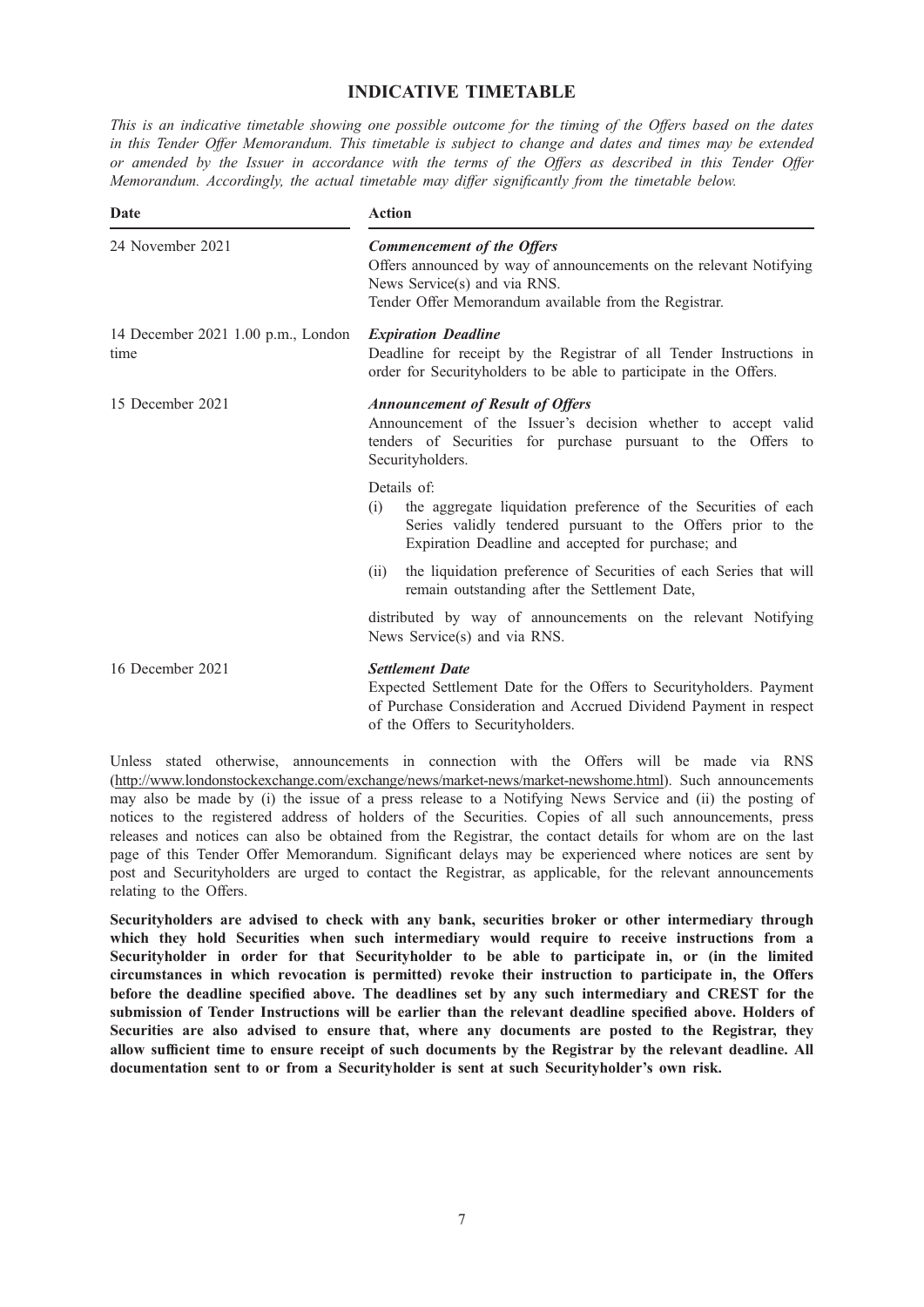# INDICATIVE TIMETABLE

*This is an indicative timetable showing one possible outcome for the timing of the Offers based on the dates in this Tender Offer Memorandum. This timetable is subject to change and dates and times may be extended or amended by the Issuer in accordance with the terms of the Offers as described in this Tender Offer Memorandum. Accordingly, the actual timetable may differ significantly from the timetable below.*

| Date | Action |
|---|---|
| 24 November 2021 | ***Commencement of the Offers***<br>Offers announced by way of announcements on the relevant Notifying News Service(s) and via RNS.<br>Tender Offer Memorandum available from the Registrar. |
| 14 December 2021 1.00 p.m., London time | ***Expiration Deadline***<br>Deadline for receipt by the Registrar of all Tender Instructions in order for Securityholders to be able to participate in the Offers. |
| 15 December 2021 | ***Announcement of Result of Offers***<br>Announcement of the Issuer's decision whether to accept valid tenders of Securities for purchase pursuant to the Offers to Securityholders.<br>Details of:<br>(i) the aggregate liquidation preference of the Securities of each Series validly tendered pursuant to the Offers prior to the Expiration Deadline and accepted for purchase; and<br>(ii) the liquidation preference of Securities of each Series that will remain outstanding after the Settlement Date,<br>distributed by way of announcements on the relevant Notifying News Service(s) and via RNS. |
| 16 December 2021 | ***Settlement Date***<br>Expected Settlement Date for the Offers to Securityholders. Payment of Purchase Consideration and Accrued Dividend Payment in respect of the Offers to Securityholders. |

Unless stated otherwise, announcements in connection with the Offers will be made via RNS (http://www.londonstockexchange.com/exchange/news/market-news/market-newshome.html). Such announcements may also be made by (i) the issue of a press release to a Notifying News Service and (ii) the posting of notices to the registered address of holders of the Securities. Copies of all such announcements, press releases and notices can also be obtained from the Registrar, the contact details for whom are on the last page of this Tender Offer Memorandum. Significant delays may be experienced where notices are sent by post and Securityholders are urged to contact the Registrar, as applicable, for the relevant announcements relating to the Offers.

**Securityholders are advised to check with any bank, securities broker or other intermediary through which they hold Securities when such intermediary would require to receive instructions from a Securityholder in order for that Securityholder to be able to participate in, or (in the limited circumstances in which revocation is permitted) revoke their instruction to participate in, the Offers before the deadline specified above. The deadlines set by any such intermediary and CREST for the submission of Tender Instructions will be earlier than the relevant deadline specified above. Holders of Securities are also advised to ensure that, where any documents are posted to the Registrar, they allow sufficient time to ensure receipt of such documents by the Registrar by the relevant deadline. All documentation sent to or from a Securityholder is sent at such Securityholder's own risk.**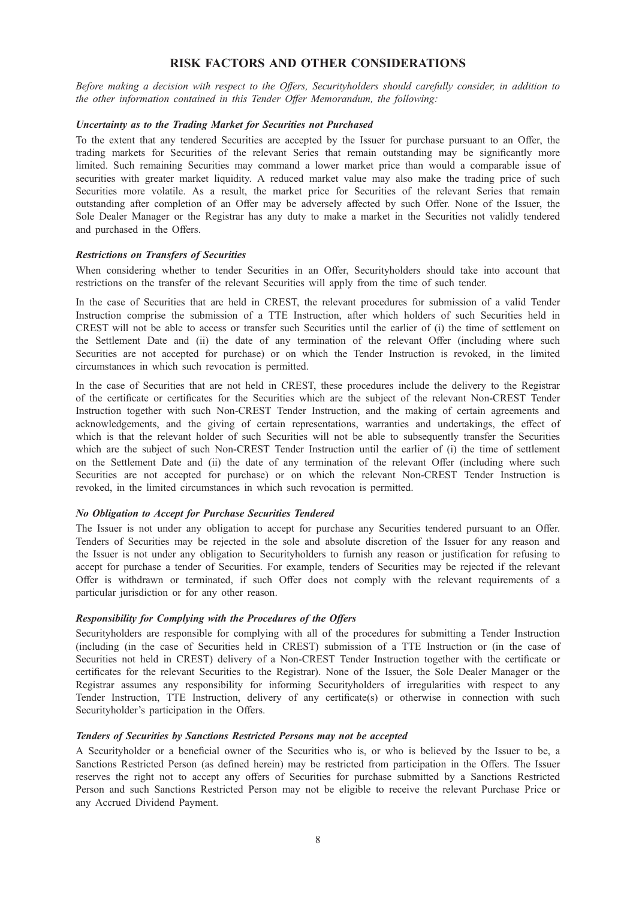## RISK FACTORS AND OTHER CONSIDERATIONS

*Before making a decision with respect to the Offers, Securityholders should carefully consider, in addition to the other information contained in this Tender Offer Memorandum, the following:*

### *Uncertainty as to the Trading Market for Securities not Purchased*

To the extent that any tendered Securities are accepted by the Issuer for purchase pursuant to an Offer, the trading markets for Securities of the relevant Series that remain outstanding may be significantly more limited. Such remaining Securities may command a lower market price than would a comparable issue of securities with greater market liquidity. A reduced market value may also make the trading price of such Securities more volatile. As a result, the market price for Securities of the relevant Series that remain outstanding after completion of an Offer may be adversely affected by such Offer. None of the Issuer, the Sole Dealer Manager or the Registrar has any duty to make a market in the Securities not validly tendered and purchased in the Offers.

### *Restrictions on Transfers of Securities*

When considering whether to tender Securities in an Offer, Securityholders should take into account that restrictions on the transfer of the relevant Securities will apply from the time of such tender.

In the case of Securities that are held in CREST, the relevant procedures for submission of a valid Tender Instruction comprise the submission of a TTE Instruction, after which holders of such Securities held in CREST will not be able to access or transfer such Securities until the earlier of (i) the time of settlement on the Settlement Date and (ii) the date of any termination of the relevant Offer (including where such Securities are not accepted for purchase) or on which the Tender Instruction is revoked, in the limited circumstances in which such revocation is permitted.

In the case of Securities that are not held in CREST, these procedures include the delivery to the Registrar of the certificate or certificates for the Securities which are the subject of the relevant Non-CREST Tender Instruction together with such Non-CREST Tender Instruction, and the making of certain agreements and acknowledgements, and the giving of certain representations, warranties and undertakings, the effect of which is that the relevant holder of such Securities will not be able to subsequently transfer the Securities which are the subject of such Non-CREST Tender Instruction until the earlier of (i) the time of settlement on the Settlement Date and (ii) the date of any termination of the relevant Offer (including where such Securities are not accepted for purchase) or on which the relevant Non-CREST Tender Instruction is revoked, in the limited circumstances in which such revocation is permitted.

### *No Obligation to Accept for Purchase Securities Tendered*

The Issuer is not under any obligation to accept for purchase any Securities tendered pursuant to an Offer. Tenders of Securities may be rejected in the sole and absolute discretion of the Issuer for any reason and the Issuer is not under any obligation to Securityholders to furnish any reason or justification for refusing to accept for purchase a tender of Securities. For example, tenders of Securities may be rejected if the relevant Offer is withdrawn or terminated, if such Offer does not comply with the relevant requirements of a particular jurisdiction or for any other reason.

### *Responsibility for Complying with the Procedures of the Offers*

Securityholders are responsible for complying with all of the procedures for submitting a Tender Instruction (including (in the case of Securities held in CREST) submission of a TTE Instruction or (in the case of Securities not held in CREST) delivery of a Non-CREST Tender Instruction together with the certificate or certificates for the relevant Securities to the Registrar). None of the Issuer, the Sole Dealer Manager or the Registrar assumes any responsibility for informing Securityholders of irregularities with respect to any Tender Instruction, TTE Instruction, delivery of any certificate(s) or otherwise in connection with such Securityholder's participation in the Offers.

### *Tenders of Securities by Sanctions Restricted Persons may not be accepted*

A Securityholder or a beneficial owner of the Securities who is, or who is believed by the Issuer to be, a Sanctions Restricted Person (as defined herein) may be restricted from participation in the Offers. The Issuer reserves the right not to accept any offers of Securities for purchase submitted by a Sanctions Restricted Person and such Sanctions Restricted Person may not be eligible to receive the relevant Purchase Price or any Accrued Dividend Payment.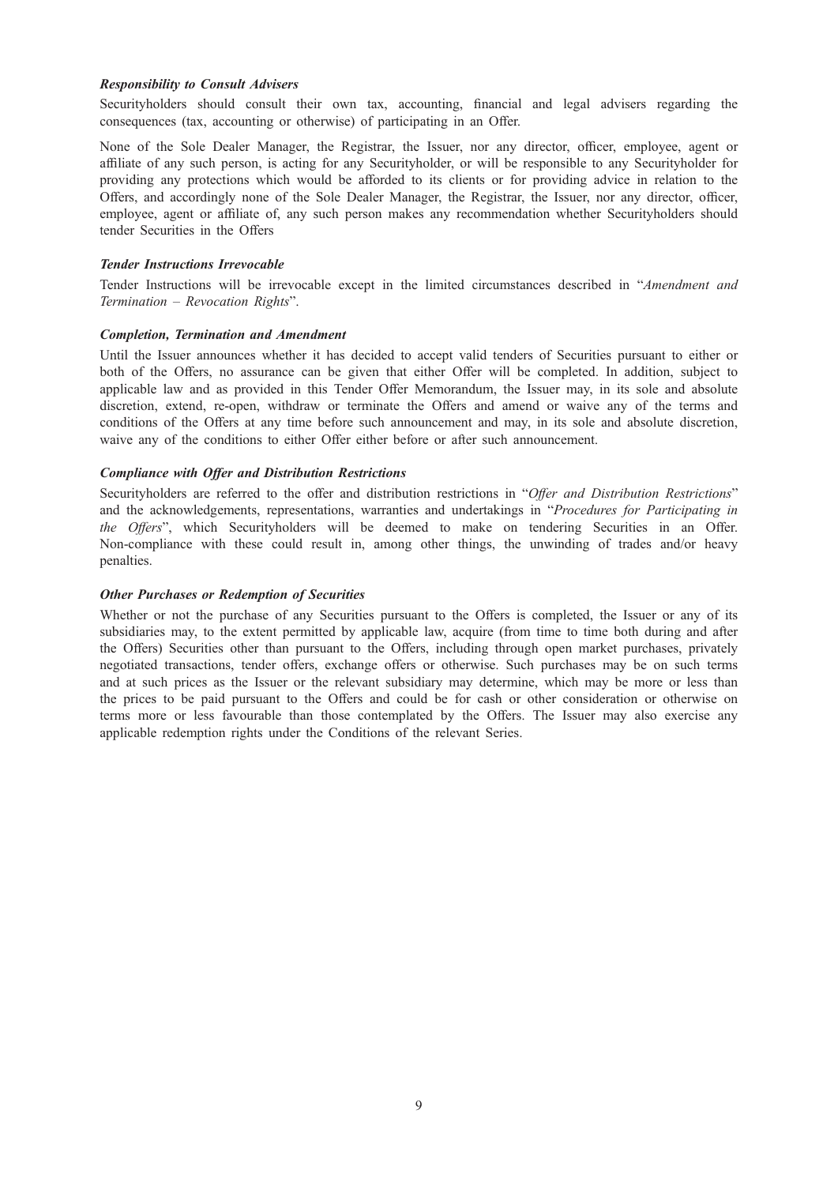***Responsibility to Consult Advisers***

Securityholders should consult their own tax, accounting, financial and legal advisers regarding the consequences (tax, accounting or otherwise) of participating in an Offer.

None of the Sole Dealer Manager, the Registrar, the Issuer, nor any director, officer, employee, agent or affiliate of any such person, is acting for any Securityholder, or will be responsible to any Securityholder for providing any protections which would be afforded to its clients or for providing advice in relation to the Offers, and accordingly none of the Sole Dealer Manager, the Registrar, the Issuer, nor any director, officer, employee, agent or affiliate of, any such person makes any recommendation whether Securityholders should tender Securities in the Offers

***Tender Instructions Irrevocable***

Tender Instructions will be irrevocable except in the limited circumstances described in "*Amendment and Termination – Revocation Rights*".

***Completion, Termination and Amendment***

Until the Issuer announces whether it has decided to accept valid tenders of Securities pursuant to either or both of the Offers, no assurance can be given that either Offer will be completed. In addition, subject to applicable law and as provided in this Tender Offer Memorandum, the Issuer may, in its sole and absolute discretion, extend, re-open, withdraw or terminate the Offers and amend or waive any of the terms and conditions of the Offers at any time before such announcement and may, in its sole and absolute discretion, waive any of the conditions to either Offer either before or after such announcement.

***Compliance with Offer and Distribution Restrictions***

Securityholders are referred to the offer and distribution restrictions in "*Offer and Distribution Restrictions*" and the acknowledgements, representations, warranties and undertakings in "*Procedures for Participating in the Offers*", which Securityholders will be deemed to make on tendering Securities in an Offer. Non-compliance with these could result in, among other things, the unwinding of trades and/or heavy penalties.

***Other Purchases or Redemption of Securities***

Whether or not the purchase of any Securities pursuant to the Offers is completed, the Issuer or any of its subsidiaries may, to the extent permitted by applicable law, acquire (from time to time both during and after the Offers) Securities other than pursuant to the Offers, including through open market purchases, privately negotiated transactions, tender offers, exchange offers or otherwise. Such purchases may be on such terms and at such prices as the Issuer or the relevant subsidiary may determine, which may be more or less than the prices to be paid pursuant to the Offers and could be for cash or other consideration or otherwise on terms more or less favourable than those contemplated by the Offers. The Issuer may also exercise any applicable redemption rights under the Conditions of the relevant Series.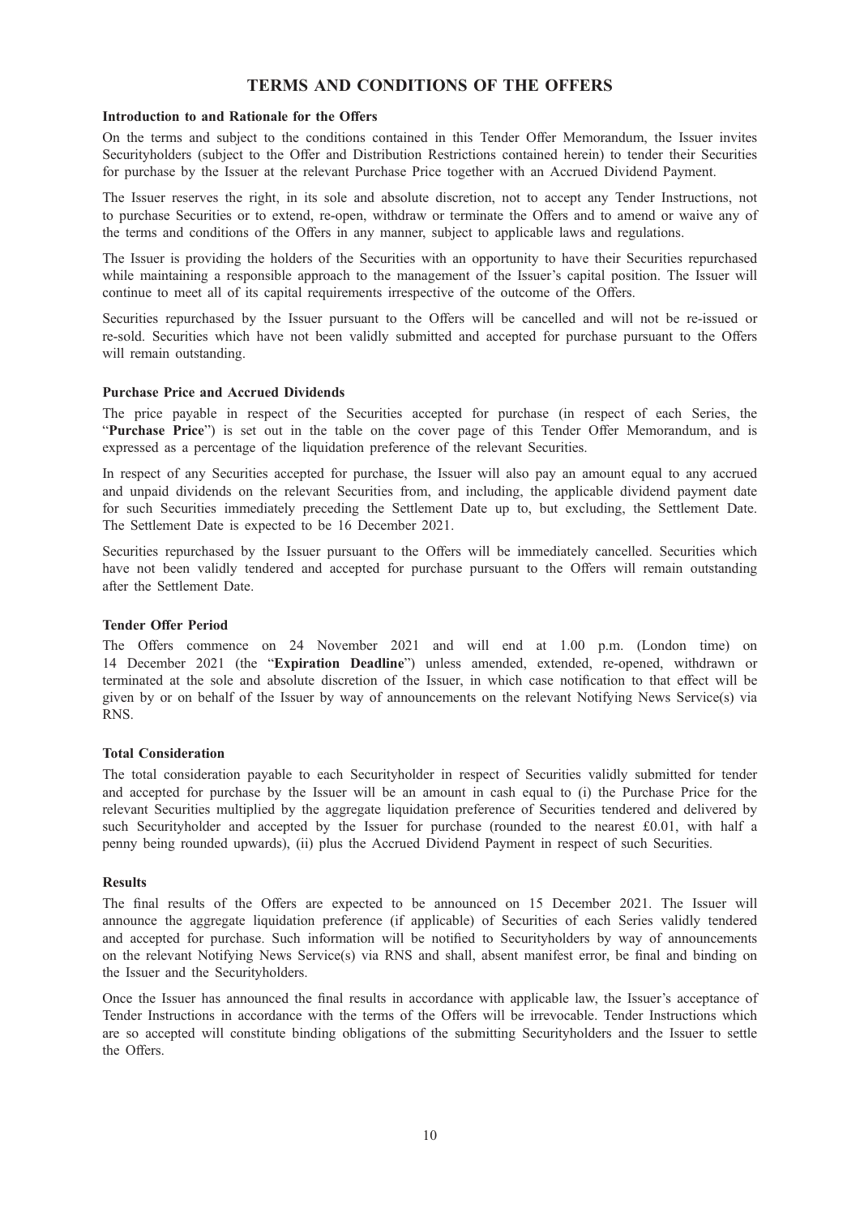# TERMS AND CONDITIONS OF THE OFFERS

### Introduction to and Rationale for the Offers

On the terms and subject to the conditions contained in this Tender Offer Memorandum, the Issuer invites Securityholders (subject to the Offer and Distribution Restrictions contained herein) to tender their Securities for purchase by the Issuer at the relevant Purchase Price together with an Accrued Dividend Payment.

The Issuer reserves the right, in its sole and absolute discretion, not to accept any Tender Instructions, not to purchase Securities or to extend, re-open, withdraw or terminate the Offers and to amend or waive any of the terms and conditions of the Offers in any manner, subject to applicable laws and regulations.

The Issuer is providing the holders of the Securities with an opportunity to have their Securities repurchased while maintaining a responsible approach to the management of the Issuer's capital position. The Issuer will continue to meet all of its capital requirements irrespective of the outcome of the Offers.

Securities repurchased by the Issuer pursuant to the Offers will be cancelled and will not be re-issued or re-sold. Securities which have not been validly submitted and accepted for purchase pursuant to the Offers will remain outstanding.

### Purchase Price and Accrued Dividends

The price payable in respect of the Securities accepted for purchase (in respect of each Series, the "**Purchase Price**") is set out in the table on the cover page of this Tender Offer Memorandum, and is expressed as a percentage of the liquidation preference of the relevant Securities.

In respect of any Securities accepted for purchase, the Issuer will also pay an amount equal to any accrued and unpaid dividends on the relevant Securities from, and including, the applicable dividend payment date for such Securities immediately preceding the Settlement Date up to, but excluding, the Settlement Date. The Settlement Date is expected to be 16 December 2021.

Securities repurchased by the Issuer pursuant to the Offers will be immediately cancelled. Securities which have not been validly tendered and accepted for purchase pursuant to the Offers will remain outstanding after the Settlement Date.

### Tender Offer Period

The Offers commence on 24 November 2021 and will end at 1.00 p.m. (London time) on 14 December 2021 (the "**Expiration Deadline**") unless amended, extended, re-opened, withdrawn or terminated at the sole and absolute discretion of the Issuer, in which case notification to that effect will be given by or on behalf of the Issuer by way of announcements on the relevant Notifying News Service(s) via RNS.

### Total Consideration

The total consideration payable to each Securityholder in respect of Securities validly submitted for tender and accepted for purchase by the Issuer will be an amount in cash equal to (i) the Purchase Price for the relevant Securities multiplied by the aggregate liquidation preference of Securities tendered and delivered by such Securityholder and accepted by the Issuer for purchase (rounded to the nearest £0.01, with half a penny being rounded upwards), (ii) plus the Accrued Dividend Payment in respect of such Securities.

### Results

The final results of the Offers are expected to be announced on 15 December 2021. The Issuer will announce the aggregate liquidation preference (if applicable) of Securities of each Series validly tendered and accepted for purchase. Such information will be notified to Securityholders by way of announcements on the relevant Notifying News Service(s) via RNS and shall, absent manifest error, be final and binding on the Issuer and the Securityholders.

Once the Issuer has announced the final results in accordance with applicable law, the Issuer's acceptance of Tender Instructions in accordance with the terms of the Offers will be irrevocable. Tender Instructions which are so accepted will constitute binding obligations of the submitting Securityholders and the Issuer to settle the Offers.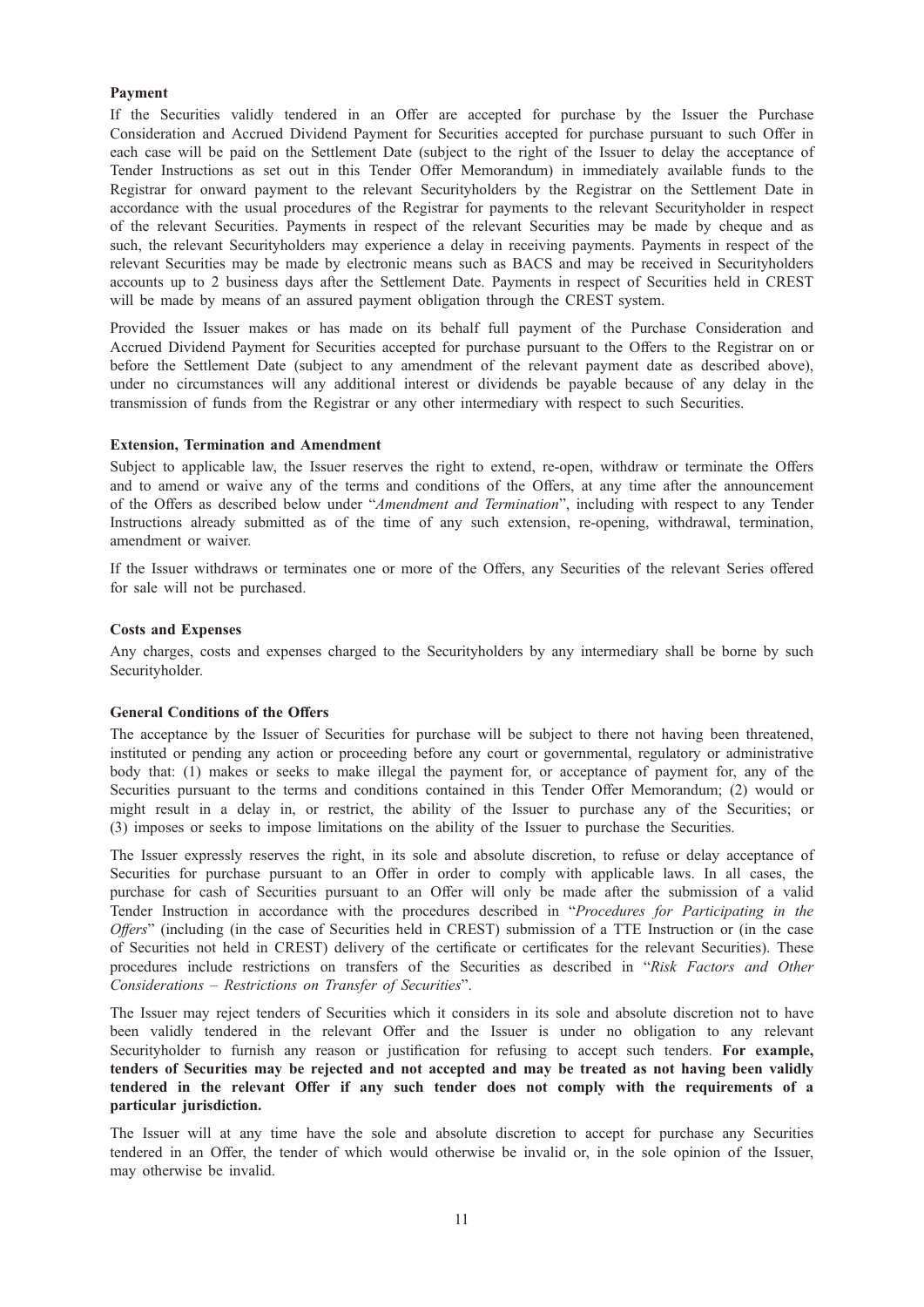**Payment**

If the Securities validly tendered in an Offer are accepted for purchase by the Issuer the Purchase Consideration and Accrued Dividend Payment for Securities accepted for purchase pursuant to such Offer in each case will be paid on the Settlement Date (subject to the right of the Issuer to delay the acceptance of Tender Instructions as set out in this Tender Offer Memorandum) in immediately available funds to the Registrar for onward payment to the relevant Securityholders by the Registrar on the Settlement Date in accordance with the usual procedures of the Registrar for payments to the relevant Securityholder in respect of the relevant Securities. Payments in respect of the relevant Securities may be made by cheque and as such, the relevant Securityholders may experience a delay in receiving payments. Payments in respect of the relevant Securities may be made by electronic means such as BACS and may be received in Securityholders accounts up to 2 business days after the Settlement Date. Payments in respect of Securities held in CREST will be made by means of an assured payment obligation through the CREST system.

Provided the Issuer makes or has made on its behalf full payment of the Purchase Consideration and Accrued Dividend Payment for Securities accepted for purchase pursuant to the Offers to the Registrar on or before the Settlement Date (subject to any amendment of the relevant payment date as described above), under no circumstances will any additional interest or dividends be payable because of any delay in the transmission of funds from the Registrar or any other intermediary with respect to such Securities.

**Extension, Termination and Amendment**

Subject to applicable law, the Issuer reserves the right to extend, re-open, withdraw or terminate the Offers and to amend or waive any of the terms and conditions of the Offers, at any time after the announcement of the Offers as described below under "*Amendment and Termination*", including with respect to any Tender Instructions already submitted as of the time of any such extension, re-opening, withdrawal, termination, amendment or waiver.

If the Issuer withdraws or terminates one or more of the Offers, any Securities of the relevant Series offered for sale will not be purchased.

**Costs and Expenses**

Any charges, costs and expenses charged to the Securityholders by any intermediary shall be borne by such Securityholder.

**General Conditions of the Offers**

The acceptance by the Issuer of Securities for purchase will be subject to there not having been threatened, instituted or pending any action or proceeding before any court or governmental, regulatory or administrative body that: (1) makes or seeks to make illegal the payment for, or acceptance of payment for, any of the Securities pursuant to the terms and conditions contained in this Tender Offer Memorandum; (2) would or might result in a delay in, or restrict, the ability of the Issuer to purchase any of the Securities; or (3) imposes or seeks to impose limitations on the ability of the Issuer to purchase the Securities.

The Issuer expressly reserves the right, in its sole and absolute discretion, to refuse or delay acceptance of Securities for purchase pursuant to an Offer in order to comply with applicable laws. In all cases, the purchase for cash of Securities pursuant to an Offer will only be made after the submission of a valid Tender Instruction in accordance with the procedures described in "*Procedures for Participating in the Offers*" (including (in the case of Securities held in CREST) submission of a TTE Instruction or (in the case of Securities not held in CREST) delivery of the certificate or certificates for the relevant Securities). These procedures include restrictions on transfers of the Securities as described in "*Risk Factors and Other Considerations – Restrictions on Transfer of Securities*".

The Issuer may reject tenders of Securities which it considers in its sole and absolute discretion not to have been validly tendered in the relevant Offer and the Issuer is under no obligation to any relevant Securityholder to furnish any reason or justification for refusing to accept such tenders. **For example, tenders of Securities may be rejected and not accepted and may be treated as not having been validly tendered in the relevant Offer if any such tender does not comply with the requirements of a particular jurisdiction.**

The Issuer will at any time have the sole and absolute discretion to accept for purchase any Securities tendered in an Offer, the tender of which would otherwise be invalid or, in the sole opinion of the Issuer, may otherwise be invalid.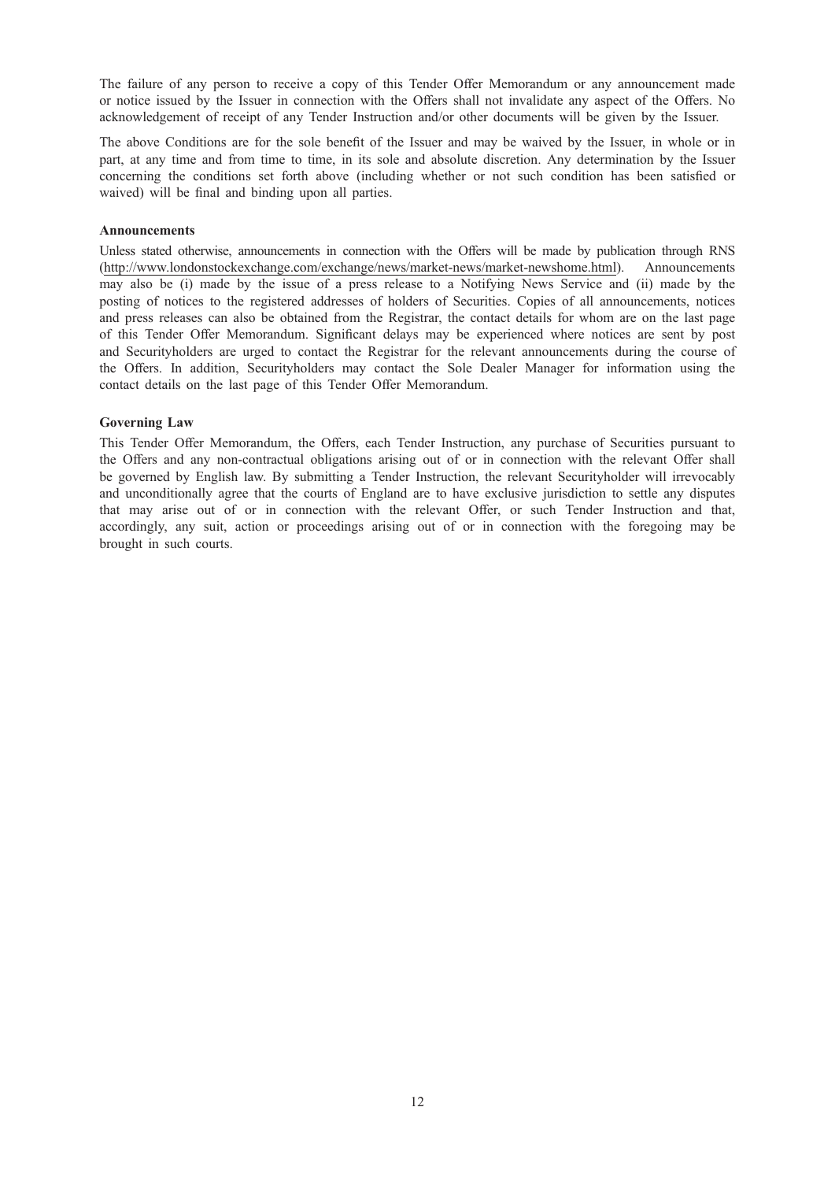The failure of any person to receive a copy of this Tender Offer Memorandum or any announcement made or notice issued by the Issuer in connection with the Offers shall not invalidate any aspect of the Offers. No acknowledgement of receipt of any Tender Instruction and/or other documents will be given by the Issuer.

The above Conditions are for the sole benefit of the Issuer and may be waived by the Issuer, in whole or in part, at any time and from time to time, in its sole and absolute discretion. Any determination by the Issuer concerning the conditions set forth above (including whether or not such condition has been satisfied or waived) will be final and binding upon all parties.

**Announcements**

Unless stated otherwise, announcements in connection with the Offers will be made by publication through RNS (http://www.londonstockexchange.com/exchange/news/market-news/market-newshome.html). Announcements may also be (i) made by the issue of a press release to a Notifying News Service and (ii) made by the posting of notices to the registered addresses of holders of Securities. Copies of all announcements, notices and press releases can also be obtained from the Registrar, the contact details for whom are on the last page of this Tender Offer Memorandum. Significant delays may be experienced where notices are sent by post and Securityholders are urged to contact the Registrar for the relevant announcements during the course of the Offers. In addition, Securityholders may contact the Sole Dealer Manager for information using the contact details on the last page of this Tender Offer Memorandum.

**Governing Law**

This Tender Offer Memorandum, the Offers, each Tender Instruction, any purchase of Securities pursuant to the Offers and any non-contractual obligations arising out of or in connection with the relevant Offer shall be governed by English law. By submitting a Tender Instruction, the relevant Securityholder will irrevocably and unconditionally agree that the courts of England are to have exclusive jurisdiction to settle any disputes that may arise out of or in connection with the relevant Offer, or such Tender Instruction and that, accordingly, any suit, action or proceedings arising out of or in connection with the foregoing may be brought in such courts.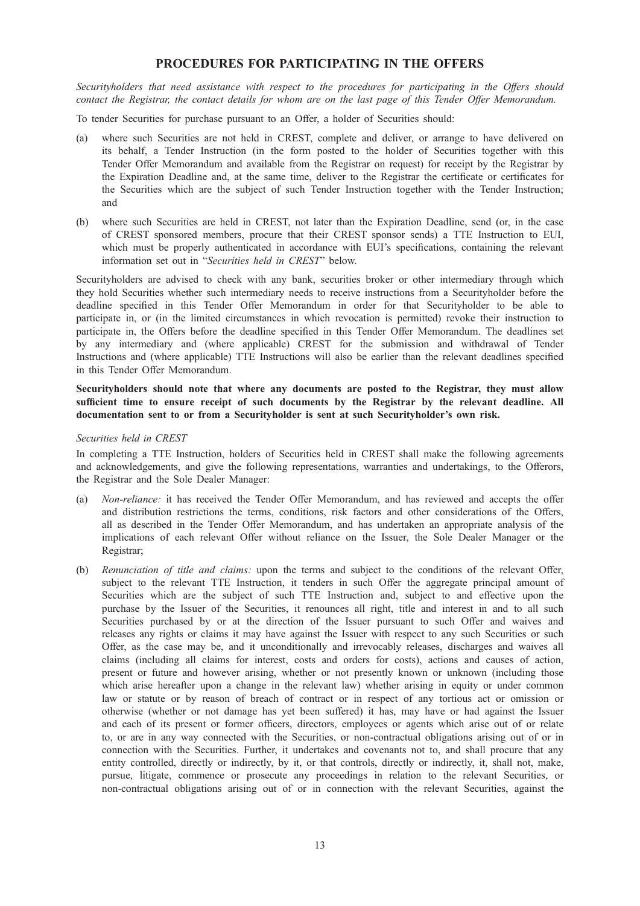## PROCEDURES FOR PARTICIPATING IN THE OFFERS

*Securityholders that need assistance with respect to the procedures for participating in the Offers should contact the Registrar, the contact details for whom are on the last page of this Tender Offer Memorandum.*

To tender Securities for purchase pursuant to an Offer, a holder of Securities should:

(a) where such Securities are not held in CREST, complete and deliver, or arrange to have delivered on its behalf, a Tender Instruction (in the form posted to the holder of Securities together with this Tender Offer Memorandum and available from the Registrar on request) for receipt by the Registrar by the Expiration Deadline and, at the same time, deliver to the Registrar the certificate or certificates for the Securities which are the subject of such Tender Instruction together with the Tender Instruction; and

(b) where such Securities are held in CREST, not later than the Expiration Deadline, send (or, in the case of CREST sponsored members, procure that their CREST sponsor sends) a TTE Instruction to EUI, which must be properly authenticated in accordance with EUI's specifications, containing the relevant information set out in "*Securities held in CREST*" below.

Securityholders are advised to check with any bank, securities broker or other intermediary through which they hold Securities whether such intermediary needs to receive instructions from a Securityholder before the deadline specified in this Tender Offer Memorandum in order for that Securityholder to be able to participate in, or (in the limited circumstances in which revocation is permitted) revoke their instruction to participate in, the Offers before the deadline specified in this Tender Offer Memorandum. The deadlines set by any intermediary and (where applicable) CREST for the submission and withdrawal of Tender Instructions and (where applicable) TTE Instructions will also be earlier than the relevant deadlines specified in this Tender Offer Memorandum.

**Securityholders should note that where any documents are posted to the Registrar, they must allow sufficient time to ensure receipt of such documents by the Registrar by the relevant deadline. All documentation sent to or from a Securityholder is sent at such Securityholder's own risk.**

*Securities held in CREST*

In completing a TTE Instruction, holders of Securities held in CREST shall make the following agreements and acknowledgements, and give the following representations, warranties and undertakings, to the Offerors, the Registrar and the Sole Dealer Manager:

(a) *Non-reliance:* it has received the Tender Offer Memorandum, and has reviewed and accepts the offer and distribution restrictions the terms, conditions, risk factors and other considerations of the Offers, all as described in the Tender Offer Memorandum, and has undertaken an appropriate analysis of the implications of each relevant Offer without reliance on the Issuer, the Sole Dealer Manager or the Registrar;

(b) *Renunciation of title and claims:* upon the terms and subject to the conditions of the relevant Offer, subject to the relevant TTE Instruction, it tenders in such Offer the aggregate principal amount of Securities which are the subject of such TTE Instruction and, subject to and effective upon the purchase by the Issuer of the Securities, it renounces all right, title and interest in and to all such Securities purchased by or at the direction of the Issuer pursuant to such Offer and waives and releases any rights or claims it may have against the Issuer with respect to any such Securities or such Offer, as the case may be, and it unconditionally and irrevocably releases, discharges and waives all claims (including all claims for interest, costs and orders for costs), actions and causes of action, present or future and however arising, whether or not presently known or unknown (including those which arise hereafter upon a change in the relevant law) whether arising in equity or under common law or statute or by reason of breach of contract or in respect of any tortious act or omission or otherwise (whether or not damage has yet been suffered) it has, may have or had against the Issuer and each of its present or former officers, directors, employees or agents which arise out of or relate to, or are in any way connected with the Securities, or non-contractual obligations arising out of or in connection with the Securities. Further, it undertakes and covenants not to, and shall procure that any entity controlled, directly or indirectly, by it, or that controls, directly or indirectly, it, shall not, make, pursue, litigate, commence or prosecute any proceedings in relation to the relevant Securities, or non-contractual obligations arising out of or in connection with the relevant Securities, against the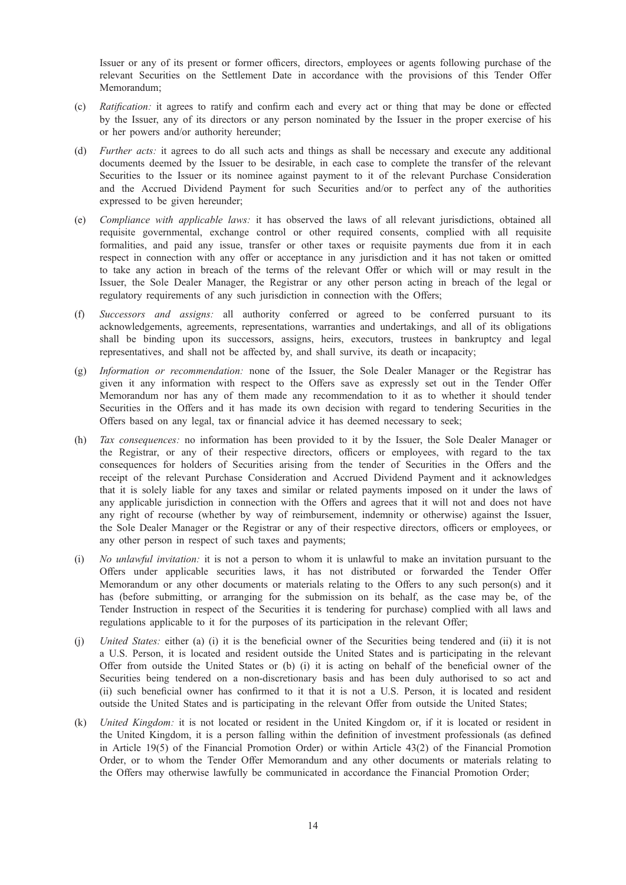Issuer or any of its present or former officers, directors, employees or agents following purchase of the relevant Securities on the Settlement Date in accordance with the provisions of this Tender Offer Memorandum;

(c) *Ratification:* it agrees to ratify and confirm each and every act or thing that may be done or effected by the Issuer, any of its directors or any person nominated by the Issuer in the proper exercise of his or her powers and/or authority hereunder;

(d) *Further acts:* it agrees to do all such acts and things as shall be necessary and execute any additional documents deemed by the Issuer to be desirable, in each case to complete the transfer of the relevant Securities to the Issuer or its nominee against payment to it of the relevant Purchase Consideration and the Accrued Dividend Payment for such Securities and/or to perfect any of the authorities expressed to be given hereunder;

(e) *Compliance with applicable laws:* it has observed the laws of all relevant jurisdictions, obtained all requisite governmental, exchange control or other required consents, complied with all requisite formalities, and paid any issue, transfer or other taxes or requisite payments due from it in each respect in connection with any offer or acceptance in any jurisdiction and it has not taken or omitted to take any action in breach of the terms of the relevant Offer or which will or may result in the Issuer, the Sole Dealer Manager, the Registrar or any other person acting in breach of the legal or regulatory requirements of any such jurisdiction in connection with the Offers;

(f) *Successors and assigns:* all authority conferred or agreed to be conferred pursuant to its acknowledgements, agreements, representations, warranties and undertakings, and all of its obligations shall be binding upon its successors, assigns, heirs, executors, trustees in bankruptcy and legal representatives, and shall not be affected by, and shall survive, its death or incapacity;

(g) *Information or recommendation:* none of the Issuer, the Sole Dealer Manager or the Registrar has given it any information with respect to the Offers save as expressly set out in the Tender Offer Memorandum nor has any of them made any recommendation to it as to whether it should tender Securities in the Offers and it has made its own decision with regard to tendering Securities in the Offers based on any legal, tax or financial advice it has deemed necessary to seek;

(h) *Tax consequences:* no information has been provided to it by the Issuer, the Sole Dealer Manager or the Registrar, or any of their respective directors, officers or employees, with regard to the tax consequences for holders of Securities arising from the tender of Securities in the Offers and the receipt of the relevant Purchase Consideration and Accrued Dividend Payment and it acknowledges that it is solely liable for any taxes and similar or related payments imposed on it under the laws of any applicable jurisdiction in connection with the Offers and agrees that it will not and does not have any right of recourse (whether by way of reimbursement, indemnity or otherwise) against the Issuer, the Sole Dealer Manager or the Registrar or any of their respective directors, officers or employees, or any other person in respect of such taxes and payments;

(i) *No unlawful invitation:* it is not a person to whom it is unlawful to make an invitation pursuant to the Offers under applicable securities laws, it has not distributed or forwarded the Tender Offer Memorandum or any other documents or materials relating to the Offers to any such person(s) and it has (before submitting, or arranging for the submission on its behalf, as the case may be, of the Tender Instruction in respect of the Securities it is tendering for purchase) complied with all laws and regulations applicable to it for the purposes of its participation in the relevant Offer;

(j) *United States:* either (a) (i) it is the beneficial owner of the Securities being tendered and (ii) it is not a U.S. Person, it is located and resident outside the United States and is participating in the relevant Offer from outside the United States or (b) (i) it is acting on behalf of the beneficial owner of the Securities being tendered on a non-discretionary basis and has been duly authorised to so act and (ii) such beneficial owner has confirmed to it that it is not a U.S. Person, it is located and resident outside the United States and is participating in the relevant Offer from outside the United States;

(k) *United Kingdom:* it is not located or resident in the United Kingdom or, if it is located or resident in the United Kingdom, it is a person falling within the definition of investment professionals (as defined in Article 19(5) of the Financial Promotion Order) or within Article 43(2) of the Financial Promotion Order, or to whom the Tender Offer Memorandum and any other documents or materials relating to the Offers may otherwise lawfully be communicated in accordance the Financial Promotion Order;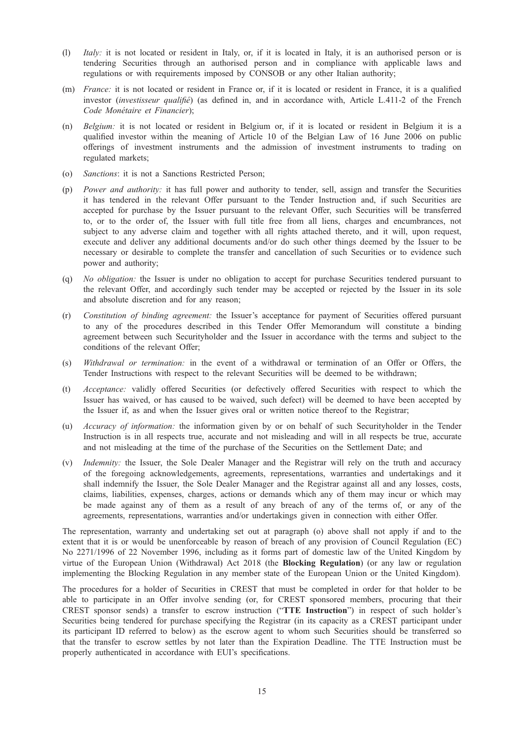(l) *Italy:* it is not located or resident in Italy, or, if it is located in Italy, it is an authorised person or is tendering Securities through an authorised person and in compliance with applicable laws and regulations or with requirements imposed by CONSOB or any other Italian authority;

(m) *France:* it is not located or resident in France or, if it is located or resident in France, it is a qualified investor (*investisseur qualifié*) (as defined in, and in accordance with, Article L.411-2 of the French *Code Monétaire et Financier*);

(n) *Belgium:* it is not located or resident in Belgium or, if it is located or resident in Belgium it is a qualified investor within the meaning of Article 10 of the Belgian Law of 16 June 2006 on public offerings of investment instruments and the admission of investment instruments to trading on regulated markets;

(o) *Sanctions*: it is not a Sanctions Restricted Person;

(p) *Power and authority:* it has full power and authority to tender, sell, assign and transfer the Securities it has tendered in the relevant Offer pursuant to the Tender Instruction and, if such Securities are accepted for purchase by the Issuer pursuant to the relevant Offer, such Securities will be transferred to, or to the order of, the Issuer with full title free from all liens, charges and encumbrances, not subject to any adverse claim and together with all rights attached thereto, and it will, upon request, execute and deliver any additional documents and/or do such other things deemed by the Issuer to be necessary or desirable to complete the transfer and cancellation of such Securities or to evidence such power and authority;

(q) *No obligation:* the Issuer is under no obligation to accept for purchase Securities tendered pursuant to the relevant Offer, and accordingly such tender may be accepted or rejected by the Issuer in its sole and absolute discretion and for any reason;

(r) *Constitution of binding agreement:* the Issuer's acceptance for payment of Securities offered pursuant to any of the procedures described in this Tender Offer Memorandum will constitute a binding agreement between such Securityholder and the Issuer in accordance with the terms and subject to the conditions of the relevant Offer;

(s) *Withdrawal or termination:* in the event of a withdrawal or termination of an Offer or Offers, the Tender Instructions with respect to the relevant Securities will be deemed to be withdrawn;

(t) *Acceptance:* validly offered Securities (or defectively offered Securities with respect to which the Issuer has waived, or has caused to be waived, such defect) will be deemed to have been accepted by the Issuer if, as and when the Issuer gives oral or written notice thereof to the Registrar;

(u) *Accuracy of information:* the information given by or on behalf of such Securityholder in the Tender Instruction is in all respects true, accurate and not misleading and will in all respects be true, accurate and not misleading at the time of the purchase of the Securities on the Settlement Date; and

(v) *Indemnity:* the Issuer, the Sole Dealer Manager and the Registrar will rely on the truth and accuracy of the foregoing acknowledgements, agreements, representations, warranties and undertakings and it shall indemnify the Issuer, the Sole Dealer Manager and the Registrar against all and any losses, costs, claims, liabilities, expenses, charges, actions or demands which any of them may incur or which may be made against any of them as a result of any breach of any of the terms of, or any of the agreements, representations, warranties and/or undertakings given in connection with either Offer.

The representation, warranty and undertaking set out at paragraph (o) above shall not apply if and to the extent that it is or would be unenforceable by reason of breach of any provision of Council Regulation (EC) No 2271/1996 of 22 November 1996, including as it forms part of domestic law of the United Kingdom by virtue of the European Union (Withdrawal) Act 2018 (the **Blocking Regulation**) (or any law or regulation implementing the Blocking Regulation in any member state of the European Union or the United Kingdom).

The procedures for a holder of Securities in CREST that must be completed in order for that holder to be able to participate in an Offer involve sending (or, for CREST sponsored members, procuring that their CREST sponsor sends) a transfer to escrow instruction ("**TTE Instruction**") in respect of such holder's Securities being tendered for purchase specifying the Registrar (in its capacity as a CREST participant under its participant ID referred to below) as the escrow agent to whom such Securities should be transferred so that the transfer to escrow settles by not later than the Expiration Deadline. The TTE Instruction must be properly authenticated in accordance with EUI's specifications.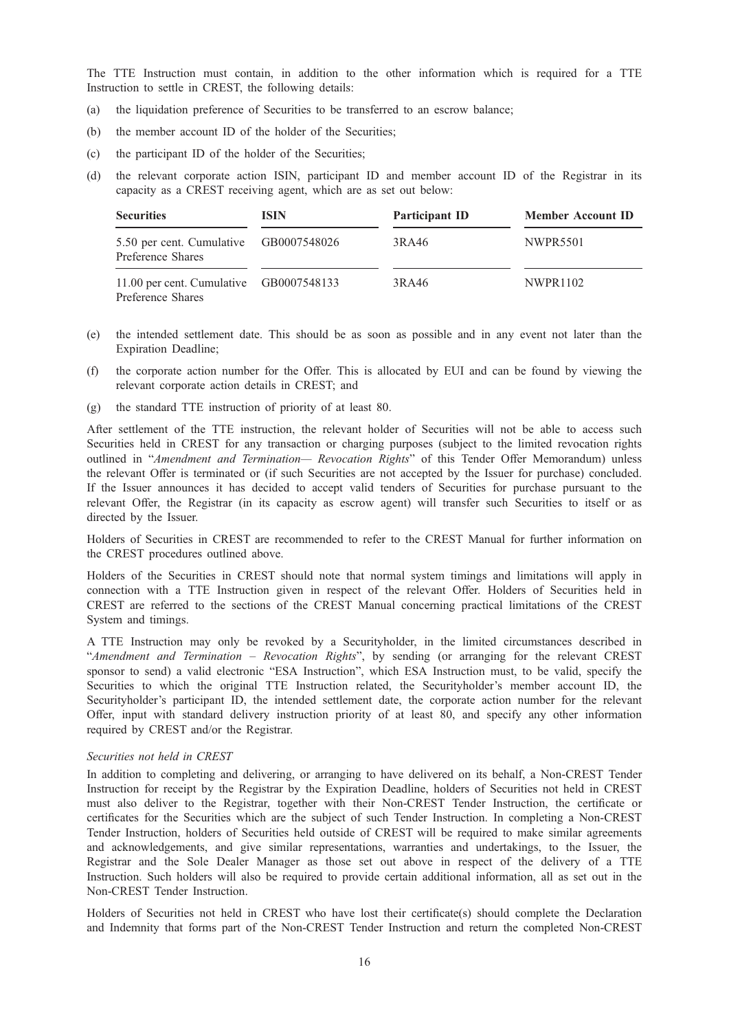The TTE Instruction must contain, in addition to the other information which is required for a TTE Instruction to settle in CREST, the following details:

(a) the liquidation preference of Securities to be transferred to an escrow balance;

(b) the member account ID of the holder of the Securities;

(c) the participant ID of the holder of the Securities;

(d) the relevant corporate action ISIN, participant ID and member account ID of the Registrar in its capacity as a CREST receiving agent, which are as set out below:

| Securities | ISIN | Participant ID | Member Account ID |
|---|---|---|---|
| 5.50 per cent. Cumulative Preference Shares | GB0007548026 | 3RA46 | NWPR5501 |
| 11.00 per cent. Cumulative Preference Shares | GB0007548133 | 3RA46 | NWPR1102 |

(e) the intended settlement date. This should be as soon as possible and in any event not later than the Expiration Deadline;

(f) the corporate action number for the Offer. This is allocated by EUI and can be found by viewing the relevant corporate action details in CREST; and

(g) the standard TTE instruction of priority of at least 80.

After settlement of the TTE instruction, the relevant holder of Securities will not be able to access such Securities held in CREST for any transaction or charging purposes (subject to the limited revocation rights outlined in "*Amendment and Termination— Revocation Rights*" of this Tender Offer Memorandum) unless the relevant Offer is terminated or (if such Securities are not accepted by the Issuer for purchase) concluded. If the Issuer announces it has decided to accept valid tenders of Securities for purchase pursuant to the relevant Offer, the Registrar (in its capacity as escrow agent) will transfer such Securities to itself or as directed by the Issuer.

Holders of Securities in CREST are recommended to refer to the CREST Manual for further information on the CREST procedures outlined above.

Holders of the Securities in CREST should note that normal system timings and limitations will apply in connection with a TTE Instruction given in respect of the relevant Offer. Holders of Securities held in CREST are referred to the sections of the CREST Manual concerning practical limitations of the CREST System and timings.

A TTE Instruction may only be revoked by a Securityholder, in the limited circumstances described in "*Amendment and Termination – Revocation Rights*", by sending (or arranging for the relevant CREST sponsor to send) a valid electronic "ESA Instruction", which ESA Instruction must, to be valid, specify the Securities to which the original TTE Instruction related, the Securityholder's member account ID, the Securityholder's participant ID, the intended settlement date, the corporate action number for the relevant Offer, input with standard delivery instruction priority of at least 80, and specify any other information required by CREST and/or the Registrar.

*Securities not held in CREST*

In addition to completing and delivering, or arranging to have delivered on its behalf, a Non-CREST Tender Instruction for receipt by the Registrar by the Expiration Deadline, holders of Securities not held in CREST must also deliver to the Registrar, together with their Non-CREST Tender Instruction, the certificate or certificates for the Securities which are the subject of such Tender Instruction. In completing a Non-CREST Tender Instruction, holders of Securities held outside of CREST will be required to make similar agreements and acknowledgements, and give similar representations, warranties and undertakings, to the Issuer, the Registrar and the Sole Dealer Manager as those set out above in respect of the delivery of a TTE Instruction. Such holders will also be required to provide certain additional information, all as set out in the Non-CREST Tender Instruction.

Holders of Securities not held in CREST who have lost their certificate(s) should complete the Declaration and Indemnity that forms part of the Non-CREST Tender Instruction and return the completed Non-CREST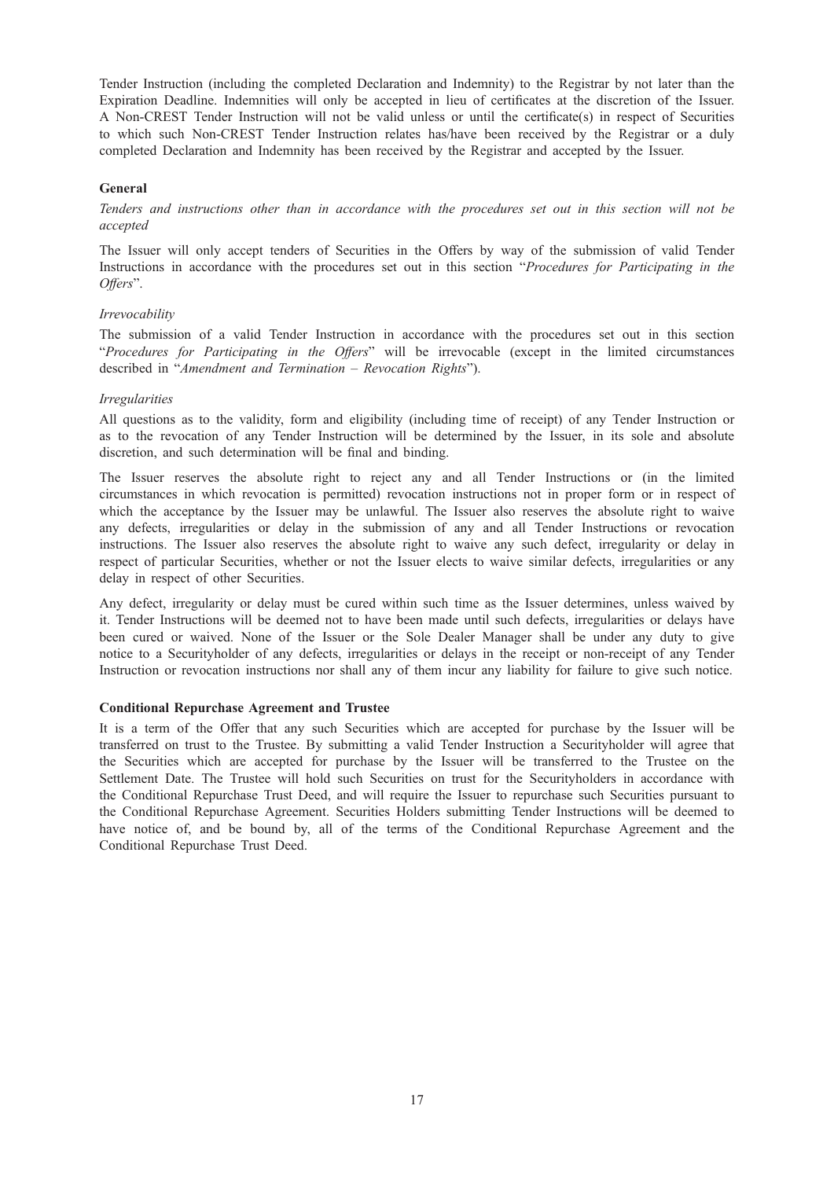Tender Instruction (including the completed Declaration and Indemnity) to the Registrar by not later than the Expiration Deadline. Indemnities will only be accepted in lieu of certificates at the discretion of the Issuer. A Non-CREST Tender Instruction will not be valid unless or until the certificate(s) in respect of Securities to which such Non-CREST Tender Instruction relates has/have been received by the Registrar or a duly completed Declaration and Indemnity has been received by the Registrar and accepted by the Issuer.

**General**

*Tenders and instructions other than in accordance with the procedures set out in this section will not be accepted*

The Issuer will only accept tenders of Securities in the Offers by way of the submission of valid Tender Instructions in accordance with the procedures set out in this section "*Procedures for Participating in the Offers*".

*Irrevocability*

The submission of a valid Tender Instruction in accordance with the procedures set out in this section "*Procedures for Participating in the Offers*" will be irrevocable (except in the limited circumstances described in "*Amendment and Termination – Revocation Rights*").

*Irregularities*

All questions as to the validity, form and eligibility (including time of receipt) of any Tender Instruction or as to the revocation of any Tender Instruction will be determined by the Issuer, in its sole and absolute discretion, and such determination will be final and binding.

The Issuer reserves the absolute right to reject any and all Tender Instructions or (in the limited circumstances in which revocation is permitted) revocation instructions not in proper form or in respect of which the acceptance by the Issuer may be unlawful. The Issuer also reserves the absolute right to waive any defects, irregularities or delay in the submission of any and all Tender Instructions or revocation instructions. The Issuer also reserves the absolute right to waive any such defect, irregularity or delay in respect of particular Securities, whether or not the Issuer elects to waive similar defects, irregularities or any delay in respect of other Securities.

Any defect, irregularity or delay must be cured within such time as the Issuer determines, unless waived by it. Tender Instructions will be deemed not to have been made until such defects, irregularities or delays have been cured or waived. None of the Issuer or the Sole Dealer Manager shall be under any duty to give notice to a Securityholder of any defects, irregularities or delays in the receipt or non-receipt of any Tender Instruction or revocation instructions nor shall any of them incur any liability for failure to give such notice.

**Conditional Repurchase Agreement and Trustee**

It is a term of the Offer that any such Securities which are accepted for purchase by the Issuer will be transferred on trust to the Trustee. By submitting a valid Tender Instruction a Securityholder will agree that the Securities which are accepted for purchase by the Issuer will be transferred to the Trustee on the Settlement Date. The Trustee will hold such Securities on trust for the Securityholders in accordance with the Conditional Repurchase Trust Deed, and will require the Issuer to repurchase such Securities pursuant to the Conditional Repurchase Agreement. Securities Holders submitting Tender Instructions will be deemed to have notice of, and be bound by, all of the terms of the Conditional Repurchase Agreement and the Conditional Repurchase Trust Deed.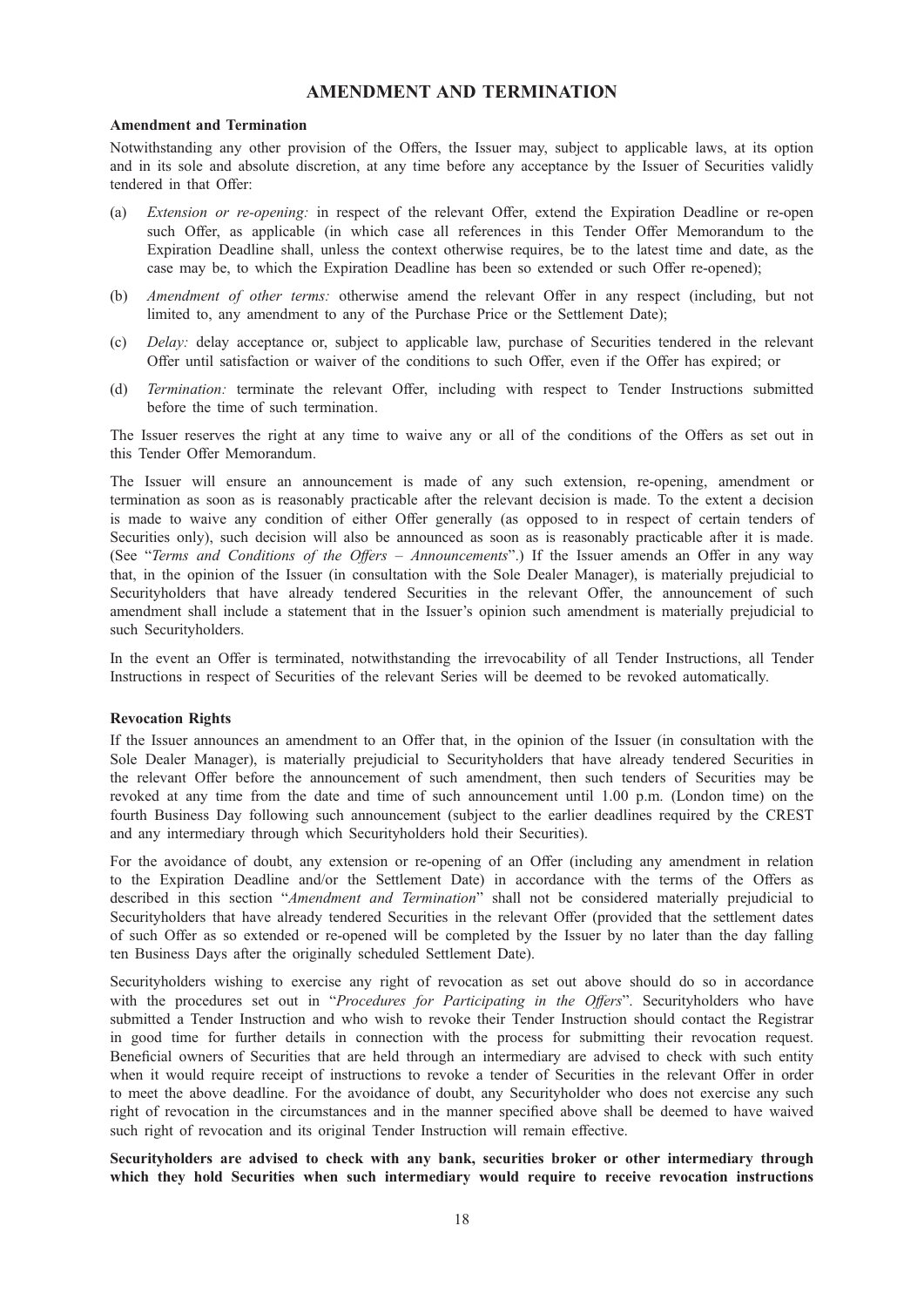# AMENDMENT AND TERMINATION

## Amendment and Termination

Notwithstanding any other provision of the Offers, the Issuer may, subject to applicable laws, at its option and in its sole and absolute discretion, at any time before any acceptance by the Issuer of Securities validly tendered in that Offer:

(a) *Extension or re-opening:* in respect of the relevant Offer, extend the Expiration Deadline or re-open such Offer, as applicable (in which case all references in this Tender Offer Memorandum to the Expiration Deadline shall, unless the context otherwise requires, be to the latest time and date, as the case may be, to which the Expiration Deadline has been so extended or such Offer re-opened);

(b) *Amendment of other terms:* otherwise amend the relevant Offer in any respect (including, but not limited to, any amendment to any of the Purchase Price or the Settlement Date);

(c) *Delay:* delay acceptance or, subject to applicable law, purchase of Securities tendered in the relevant Offer until satisfaction or waiver of the conditions to such Offer, even if the Offer has expired; or

(d) *Termination:* terminate the relevant Offer, including with respect to Tender Instructions submitted before the time of such termination.

The Issuer reserves the right at any time to waive any or all of the conditions of the Offers as set out in this Tender Offer Memorandum.

The Issuer will ensure an announcement is made of any such extension, re-opening, amendment or termination as soon as is reasonably practicable after the relevant decision is made. To the extent a decision is made to waive any condition of either Offer generally (as opposed to in respect of certain tenders of Securities only), such decision will also be announced as soon as is reasonably practicable after it is made. (See "*Terms and Conditions of the Offers – Announcements*".) If the Issuer amends an Offer in any way that, in the opinion of the Issuer (in consultation with the Sole Dealer Manager), is materially prejudicial to Securityholders that have already tendered Securities in the relevant Offer, the announcement of such amendment shall include a statement that in the Issuer's opinion such amendment is materially prejudicial to such Securityholders.

In the event an Offer is terminated, notwithstanding the irrevocability of all Tender Instructions, all Tender Instructions in respect of Securities of the relevant Series will be deemed to be revoked automatically.

## Revocation Rights

If the Issuer announces an amendment to an Offer that, in the opinion of the Issuer (in consultation with the Sole Dealer Manager), is materially prejudicial to Securityholders that have already tendered Securities in the relevant Offer before the announcement of such amendment, then such tenders of Securities may be revoked at any time from the date and time of such announcement until 1.00 p.m. (London time) on the fourth Business Day following such announcement (subject to the earlier deadlines required by the CREST and any intermediary through which Securityholders hold their Securities).

For the avoidance of doubt, any extension or re-opening of an Offer (including any amendment in relation to the Expiration Deadline and/or the Settlement Date) in accordance with the terms of the Offers as described in this section "*Amendment and Termination*" shall not be considered materially prejudicial to Securityholders that have already tendered Securities in the relevant Offer (provided that the settlement dates of such Offer as so extended or re-opened will be completed by the Issuer by no later than the day falling ten Business Days after the originally scheduled Settlement Date).

Securityholders wishing to exercise any right of revocation as set out above should do so in accordance with the procedures set out in "*Procedures for Participating in the Offers*". Securityholders who have submitted a Tender Instruction and who wish to revoke their Tender Instruction should contact the Registrar in good time for further details in connection with the process for submitting their revocation request. Beneficial owners of Securities that are held through an intermediary are advised to check with such entity when it would require receipt of instructions to revoke a tender of Securities in the relevant Offer in order to meet the above deadline. For the avoidance of doubt, any Securityholder who does not exercise any such right of revocation in the circumstances and in the manner specified above shall be deemed to have waived such right of revocation and its original Tender Instruction will remain effective.

**Securityholders are advised to check with any bank, securities broker or other intermediary through which they hold Securities when such intermediary would require to receive revocation instructions**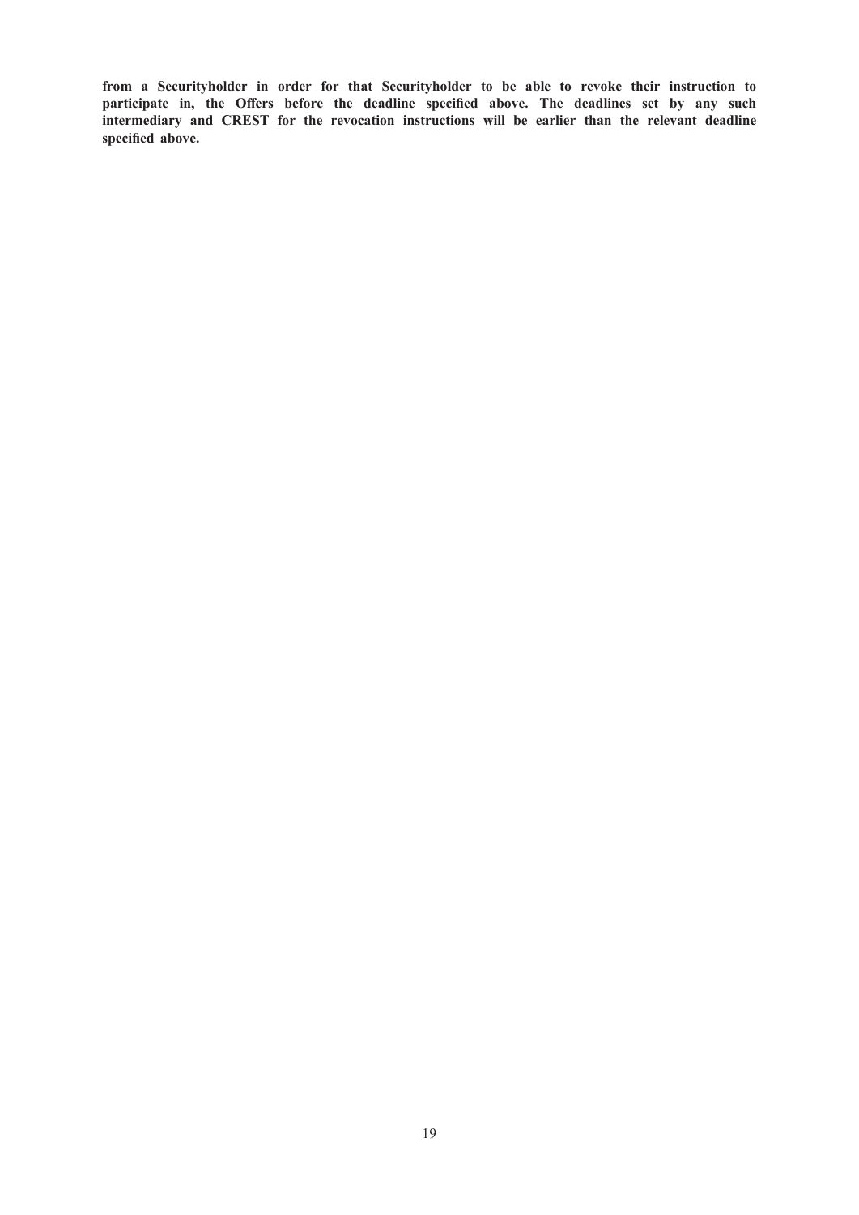**from a Securityholder in order for that Securityholder to be able to revoke their instruction to participate in, the Offers before the deadline specified above. The deadlines set by any such intermediary and CREST for the revocation instructions will be earlier than the relevant deadline specified above.**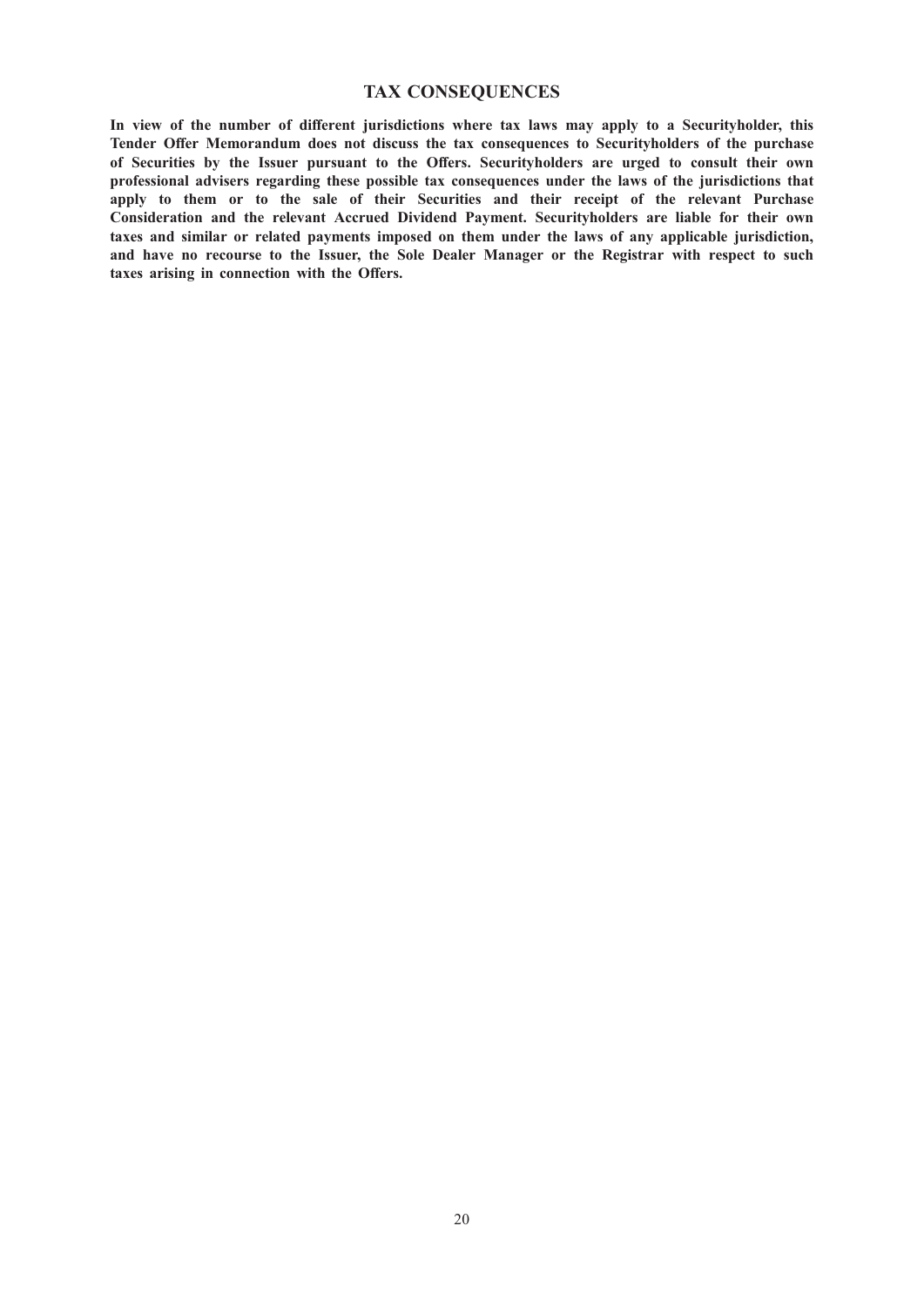## TAX CONSEQUENCES

**In view of the number of different jurisdictions where tax laws may apply to a Securityholder, this Tender Offer Memorandum does not discuss the tax consequences to Securityholders of the purchase of Securities by the Issuer pursuant to the Offers. Securityholders are urged to consult their own professional advisers regarding these possible tax consequences under the laws of the jurisdictions that apply to them or to the sale of their Securities and their receipt of the relevant Purchase Consideration and the relevant Accrued Dividend Payment. Securityholders are liable for their own taxes and similar or related payments imposed on them under the laws of any applicable jurisdiction, and have no recourse to the Issuer, the Sole Dealer Manager or the Registrar with respect to such taxes arising in connection with the Offers.**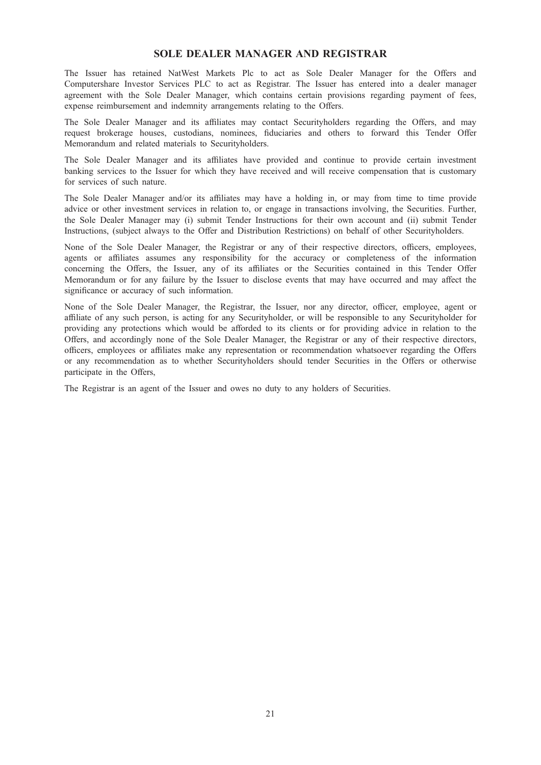## SOLE DEALER MANAGER AND REGISTRAR

The Issuer has retained NatWest Markets Plc to act as Sole Dealer Manager for the Offers and Computershare Investor Services PLC to act as Registrar. The Issuer has entered into a dealer manager agreement with the Sole Dealer Manager, which contains certain provisions regarding payment of fees, expense reimbursement and indemnity arrangements relating to the Offers.

The Sole Dealer Manager and its affiliates may contact Securityholders regarding the Offers, and may request brokerage houses, custodians, nominees, fiduciaries and others to forward this Tender Offer Memorandum and related materials to Securityholders.

The Sole Dealer Manager and its affiliates have provided and continue to provide certain investment banking services to the Issuer for which they have received and will receive compensation that is customary for services of such nature.

The Sole Dealer Manager and/or its affiliates may have a holding in, or may from time to time provide advice or other investment services in relation to, or engage in transactions involving, the Securities. Further, the Sole Dealer Manager may (i) submit Tender Instructions for their own account and (ii) submit Tender Instructions, (subject always to the Offer and Distribution Restrictions) on behalf of other Securityholders.

None of the Sole Dealer Manager, the Registrar or any of their respective directors, officers, employees, agents or affiliates assumes any responsibility for the accuracy or completeness of the information concerning the Offers, the Issuer, any of its affiliates or the Securities contained in this Tender Offer Memorandum or for any failure by the Issuer to disclose events that may have occurred and may affect the significance or accuracy of such information.

None of the Sole Dealer Manager, the Registrar, the Issuer, nor any director, officer, employee, agent or affiliate of any such person, is acting for any Securityholder, or will be responsible to any Securityholder for providing any protections which would be afforded to its clients or for providing advice in relation to the Offers, and accordingly none of the Sole Dealer Manager, the Registrar or any of their respective directors, officers, employees or affiliates make any representation or recommendation whatsoever regarding the Offers or any recommendation as to whether Securityholders should tender Securities in the Offers or otherwise participate in the Offers,

The Registrar is an agent of the Issuer and owes no duty to any holders of Securities.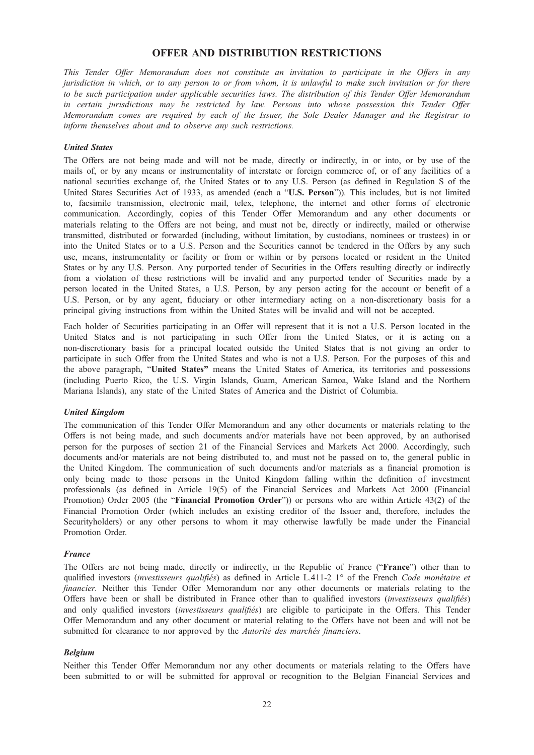## OFFER AND DISTRIBUTION RESTRICTIONS

*This Tender Offer Memorandum does not constitute an invitation to participate in the Offers in any jurisdiction in which, or to any person to or from whom, it is unlawful to make such invitation or for there to be such participation under applicable securities laws. The distribution of this Tender Offer Memorandum in certain jurisdictions may be restricted by law. Persons into whose possession this Tender Offer Memorandum comes are required by each of the Issuer, the Sole Dealer Manager and the Registrar to inform themselves about and to observe any such restrictions.*

### *United States*

The Offers are not being made and will not be made, directly or indirectly, in or into, or by use of the mails of, or by any means or instrumentality of interstate or foreign commerce of, or of any facilities of a national securities exchange of, the United States or to any U.S. Person (as defined in Regulation S of the United States Securities Act of 1933, as amended (each a "**U.S. Person**")). This includes, but is not limited to, facsimile transmission, electronic mail, telex, telephone, the internet and other forms of electronic communication. Accordingly, copies of this Tender Offer Memorandum and any other documents or materials relating to the Offers are not being, and must not be, directly or indirectly, mailed or otherwise transmitted, distributed or forwarded (including, without limitation, by custodians, nominees or trustees) in or into the United States or to a U.S. Person and the Securities cannot be tendered in the Offers by any such use, means, instrumentality or facility or from or within or by persons located or resident in the United States or by any U.S. Person. Any purported tender of Securities in the Offers resulting directly or indirectly from a violation of these restrictions will be invalid and any purported tender of Securities made by a person located in the United States, a U.S. Person, by any person acting for the account or benefit of a U.S. Person, or by any agent, fiduciary or other intermediary acting on a non-discretionary basis for a principal giving instructions from within the United States will be invalid and will not be accepted.

Each holder of Securities participating in an Offer will represent that it is not a U.S. Person located in the United States and is not participating in such Offer from the United States, or it is acting on a non-discretionary basis for a principal located outside the United States that is not giving an order to participate in such Offer from the United States and who is not a U.S. Person. For the purposes of this and the above paragraph, "**United States"** means the United States of America, its territories and possessions (including Puerto Rico, the U.S. Virgin Islands, Guam, American Samoa, Wake Island and the Northern Mariana Islands), any state of the United States of America and the District of Columbia.

### *United Kingdom*

The communication of this Tender Offer Memorandum and any other documents or materials relating to the Offers is not being made, and such documents and/or materials have not been approved, by an authorised person for the purposes of section 21 of the Financial Services and Markets Act 2000. Accordingly, such documents and/or materials are not being distributed to, and must not be passed on to, the general public in the United Kingdom. The communication of such documents and/or materials as a financial promotion is only being made to those persons in the United Kingdom falling within the definition of investment professionals (as defined in Article 19(5) of the Financial Services and Markets Act 2000 (Financial Promotion) Order 2005 (the "**Financial Promotion Order**")) or persons who are within Article 43(2) of the Financial Promotion Order (which includes an existing creditor of the Issuer and, therefore, includes the Securityholders) or any other persons to whom it may otherwise lawfully be made under the Financial Promotion Order.

### *France*

The Offers are not being made, directly or indirectly, in the Republic of France ("**France**") other than to qualified investors (*investisseurs qualifiés*) as defined in Article L.411-2 1° of the French *Code monétaire et financier*. Neither this Tender Offer Memorandum nor any other documents or materials relating to the Offers have been or shall be distributed in France other than to qualified investors (*investisseurs qualifiés*) and only qualified investors (*investisseurs qualifiés*) are eligible to participate in the Offers. This Tender Offer Memorandum and any other document or material relating to the Offers have not been and will not be submitted for clearance to nor approved by the *Autorité des marchés financiers*.

### *Belgium*

Neither this Tender Offer Memorandum nor any other documents or materials relating to the Offers have been submitted to or will be submitted for approval or recognition to the Belgian Financial Services and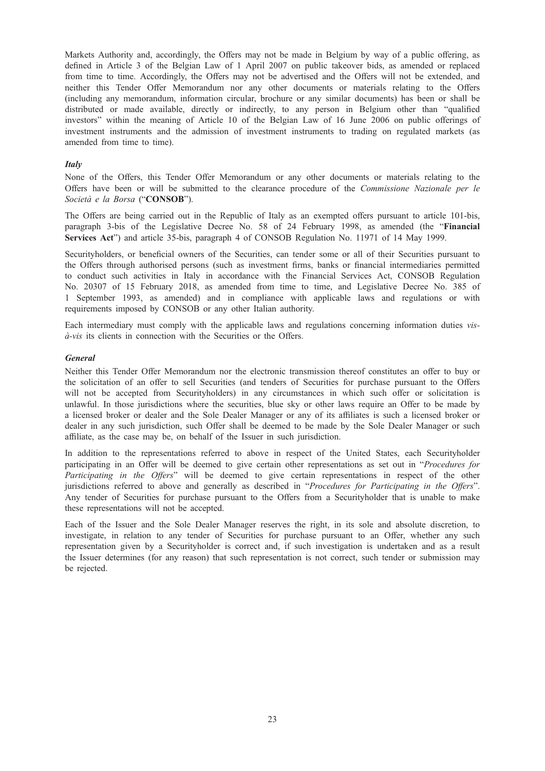Markets Authority and, accordingly, the Offers may not be made in Belgium by way of a public offering, as defined in Article 3 of the Belgian Law of 1 April 2007 on public takeover bids, as amended or replaced from time to time. Accordingly, the Offers may not be advertised and the Offers will not be extended, and neither this Tender Offer Memorandum nor any other documents or materials relating to the Offers (including any memorandum, information circular, brochure or any similar documents) has been or shall be distributed or made available, directly or indirectly, to any person in Belgium other than "qualified investors" within the meaning of Article 10 of the Belgian Law of 16 June 2006 on public offerings of investment instruments and the admission of investment instruments to trading on regulated markets (as amended from time to time).

### *Italy*

None of the Offers, this Tender Offer Memorandum or any other documents or materials relating to the Offers have been or will be submitted to the clearance procedure of the *Commissione Nazionale per le Società e la Borsa* ("**CONSOB**").

The Offers are being carried out in the Republic of Italy as an exempted offers pursuant to article 101-bis, paragraph 3-bis of the Legislative Decree No. 58 of 24 February 1998, as amended (the "**Financial Services Act**") and article 35-bis, paragraph 4 of CONSOB Regulation No. 11971 of 14 May 1999.

Securityholders, or beneficial owners of the Securities, can tender some or all of their Securities pursuant to the Offers through authorised persons (such as investment firms, banks or financial intermediaries permitted to conduct such activities in Italy in accordance with the Financial Services Act, CONSOB Regulation No. 20307 of 15 February 2018, as amended from time to time, and Legislative Decree No. 385 of 1 September 1993, as amended) and in compliance with applicable laws and regulations or with requirements imposed by CONSOB or any other Italian authority.

Each intermediary must comply with the applicable laws and regulations concerning information duties *vis-à-vis* its clients in connection with the Securities or the Offers.

### *General*

Neither this Tender Offer Memorandum nor the electronic transmission thereof constitutes an offer to buy or the solicitation of an offer to sell Securities (and tenders of Securities for purchase pursuant to the Offers will not be accepted from Securityholders) in any circumstances in which such offer or solicitation is unlawful. In those jurisdictions where the securities, blue sky or other laws require an Offer to be made by a licensed broker or dealer and the Sole Dealer Manager or any of its affiliates is such a licensed broker or dealer in any such jurisdiction, such Offer shall be deemed to be made by the Sole Dealer Manager or such affiliate, as the case may be, on behalf of the Issuer in such jurisdiction.

In addition to the representations referred to above in respect of the United States, each Securityholder participating in an Offer will be deemed to give certain other representations as set out in "*Procedures for Participating in the Offers*" will be deemed to give certain representations in respect of the other jurisdictions referred to above and generally as described in "*Procedures for Participating in the Offers*". Any tender of Securities for purchase pursuant to the Offers from a Securityholder that is unable to make these representations will not be accepted.

Each of the Issuer and the Sole Dealer Manager reserves the right, in its sole and absolute discretion, to investigate, in relation to any tender of Securities for purchase pursuant to an Offer, whether any such representation given by a Securityholder is correct and, if such investigation is undertaken and as a result the Issuer determines (for any reason) that such representation is not correct, such tender or submission may be rejected.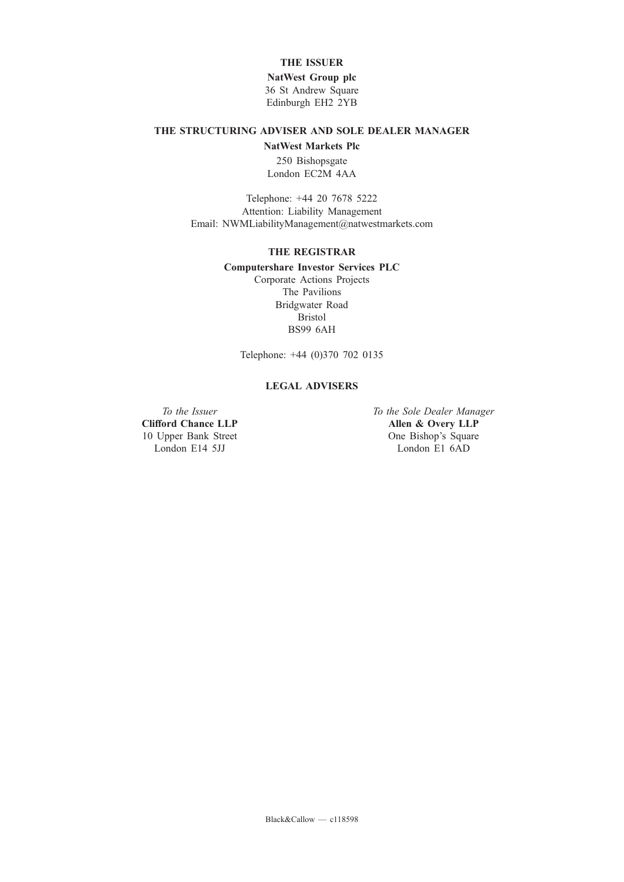**THE ISSUER**

**NatWest Group plc**

36 St Andrew Square
Edinburgh EH2 2YB

**THE STRUCTURING ADVISER AND SOLE DEALER MANAGER**

**NatWest Markets Plc**

250 Bishopsgate
London EC2M 4AA

Telephone: +44 20 7678 5222
Attention: Liability Management
Email: NWMLiabilityManagement@natwestmarkets.com

**THE REGISTRAR**

**Computershare Investor Services PLC**

Corporate Actions Projects
The Pavilions
Bridgwater Road
Bristol
BS99 6AH

Telephone: +44 (0)370 702 0135

**LEGAL ADVISERS**

*To the Issuer*
**Clifford Chance LLP**
10 Upper Bank Street
London E14 5JJ

*To the Sole Dealer Manager*
**Allen & Overy LLP**
One Bishop's Square
London E1 6AD

Black&Callow — c118598